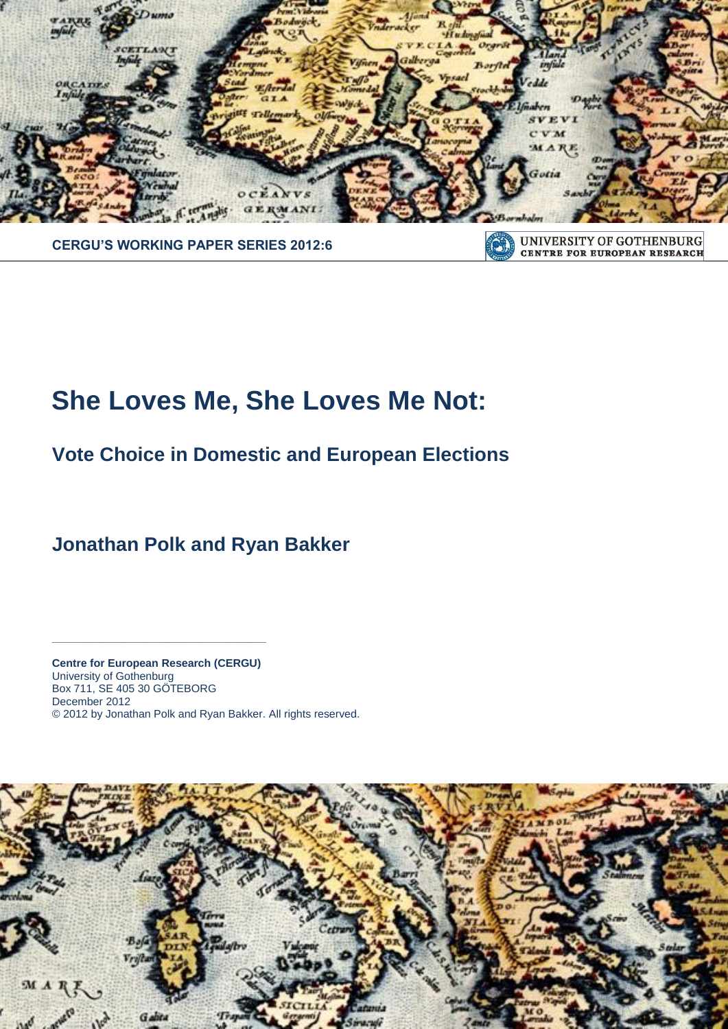CERGU'S WORKING PAPER SERIES 2012:6

UNIVERSITY OF GOTHENBURG
CENTRE FOR EUROPEAN RESEARCH

# She Loves Me, She Loves Me Not:

## Vote Choice in Domestic and European Elections

### Jonathan Polk and Ryan Bakker

---

**Centre for European Research (CERGU)**
University of Gothenburg
Box 711, SE 405 30 GÖTEBORG
December 2012
© 2012 by Jonathan Polk and Ryan Bakker. All rights reserved.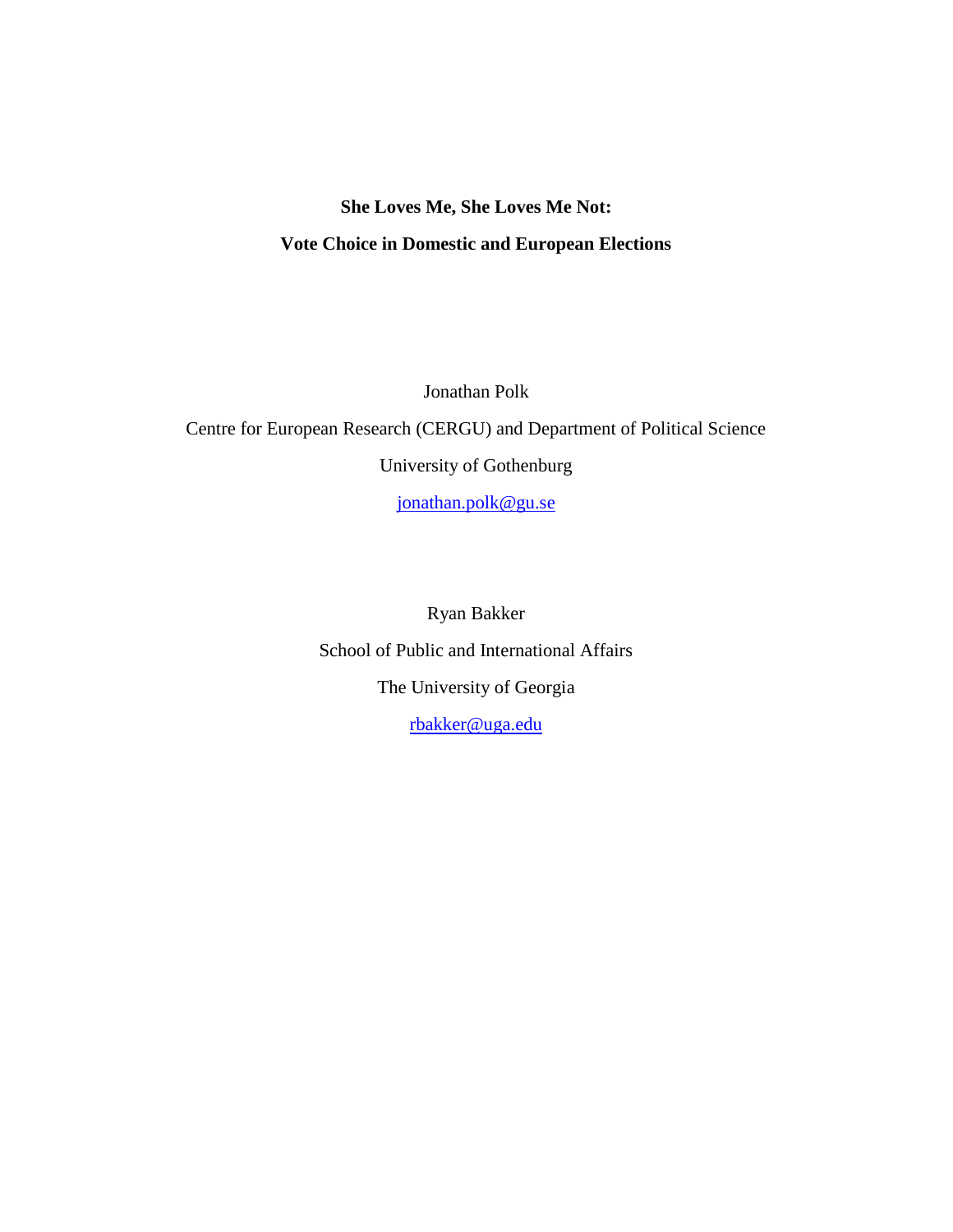**She Loves Me, She Loves Me Not:**

**Vote Choice in Domestic and European Elections**

Jonathan Polk

Centre for European Research (CERGU) and Department of Political Science

University of Gothenburg

jonathan.polk@gu.se

Ryan Bakker

School of Public and International Affairs

The University of Georgia

rbakker@uga.edu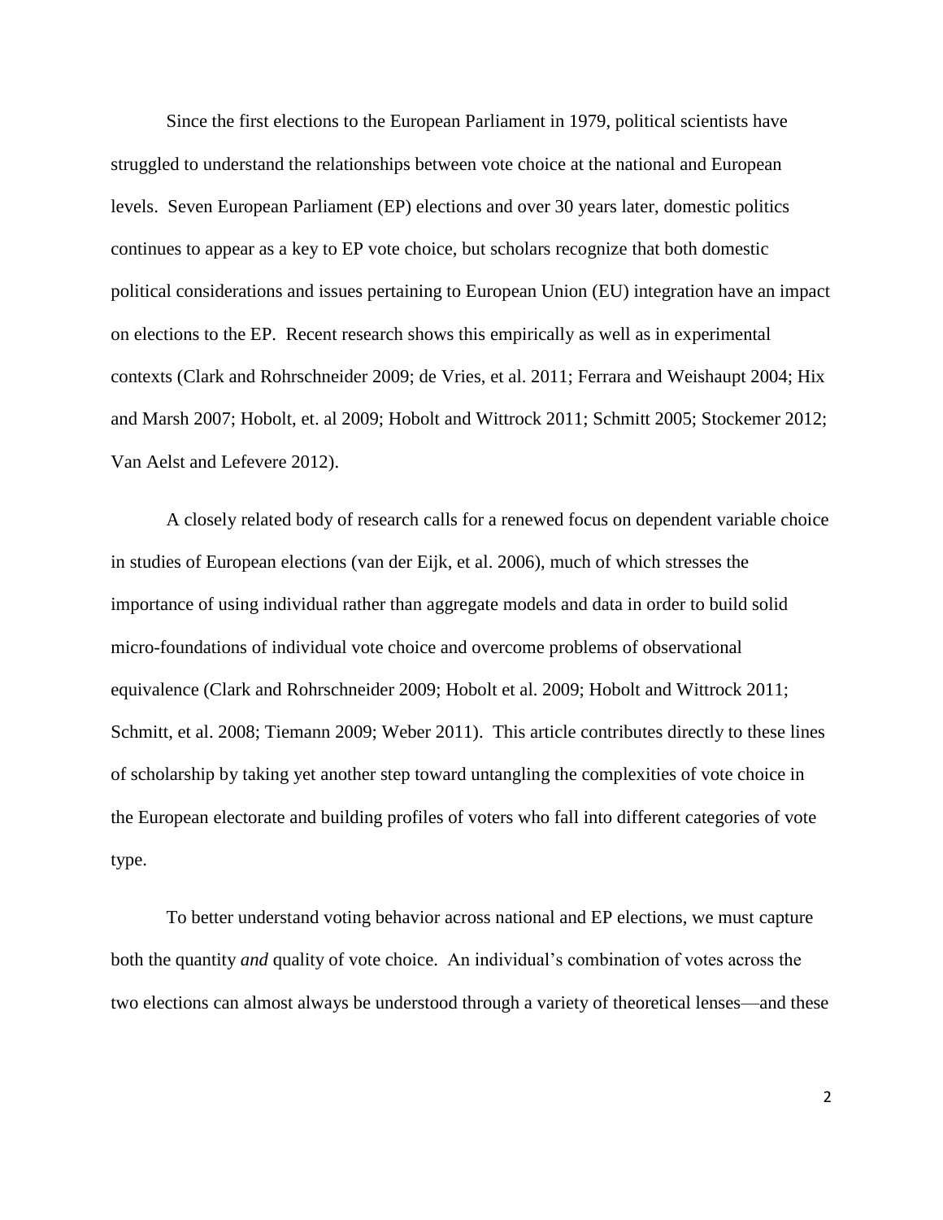Since the first elections to the European Parliament in 1979, political scientists have struggled to understand the relationships between vote choice at the national and European levels. Seven European Parliament (EP) elections and over 30 years later, domestic politics continues to appear as a key to EP vote choice, but scholars recognize that both domestic political considerations and issues pertaining to European Union (EU) integration have an impact on elections to the EP. Recent research shows this empirically as well as in experimental contexts (Clark and Rohrschneider 2009; de Vries, et al. 2011; Ferrara and Weishaupt 2004; Hix and Marsh 2007; Hobolt, et. al 2009; Hobolt and Wittrock 2011; Schmitt 2005; Stockemer 2012; Van Aelst and Lefevere 2012).

A closely related body of research calls for a renewed focus on dependent variable choice in studies of European elections (van der Eijk, et al. 2006), much of which stresses the importance of using individual rather than aggregate models and data in order to build solid micro-foundations of individual vote choice and overcome problems of observational equivalence (Clark and Rohrschneider 2009; Hobolt et al. 2009; Hobolt and Wittrock 2011; Schmitt, et al. 2008; Tiemann 2009; Weber 2011). This article contributes directly to these lines of scholarship by taking yet another step toward untangling the complexities of vote choice in the European electorate and building profiles of voters who fall into different categories of vote type.

To better understand voting behavior across national and EP elections, we must capture both the quantity *and* quality of vote choice. An individual's combination of votes across the two elections can almost always be understood through a variety of theoretical lenses—and these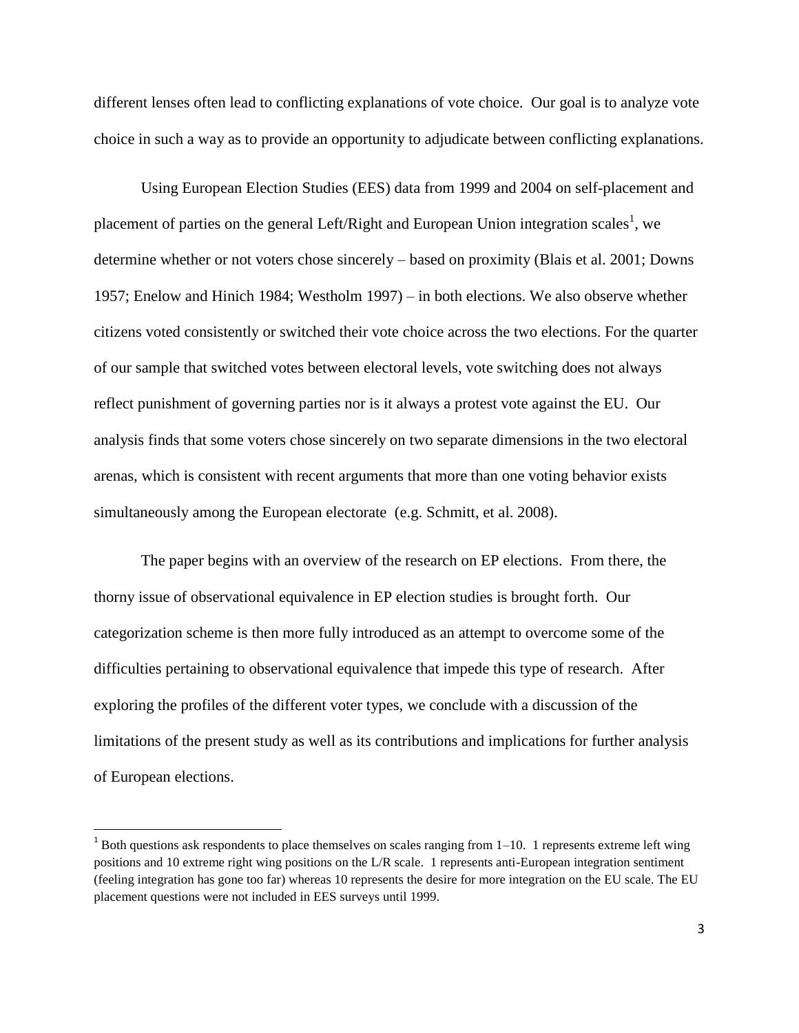different lenses often lead to conflicting explanations of vote choice. Our goal is to analyze vote choice in such a way as to provide an opportunity to adjudicate between conflicting explanations.

Using European Election Studies (EES) data from 1999 and 2004 on self-placement and placement of parties on the general Left/Right and European Union integration scales[1], we determine whether or not voters chose sincerely – based on proximity (Blais et al. 2001; Downs 1957; Enelow and Hinich 1984; Westholm 1997) – in both elections. We also observe whether citizens voted consistently or switched their vote choice across the two elections. For the quarter of our sample that switched votes between electoral levels, vote switching does not always reflect punishment of governing parties nor is it always a protest vote against the EU. Our analysis finds that some voters chose sincerely on two separate dimensions in the two electoral arenas, which is consistent with recent arguments that more than one voting behavior exists simultaneously among the European electorate (e.g. Schmitt, et al. 2008).

The paper begins with an overview of the research on EP elections. From there, the thorny issue of observational equivalence in EP election studies is brought forth. Our categorization scheme is then more fully introduced as an attempt to overcome some of the difficulties pertaining to observational equivalence that impede this type of research. After exploring the profiles of the different voter types, we conclude with a discussion of the limitations of the present study as well as its contributions and implications for further analysis of European elections.

[1] Both questions ask respondents to place themselves on scales ranging from 1–10. 1 represents extreme left wing positions and 10 extreme right wing positions on the L/R scale. 1 represents anti-European integration sentiment (feeling integration has gone too far) whereas 10 represents the desire for more integration on the EU scale. The EU placement questions were not included in EES surveys until 1999.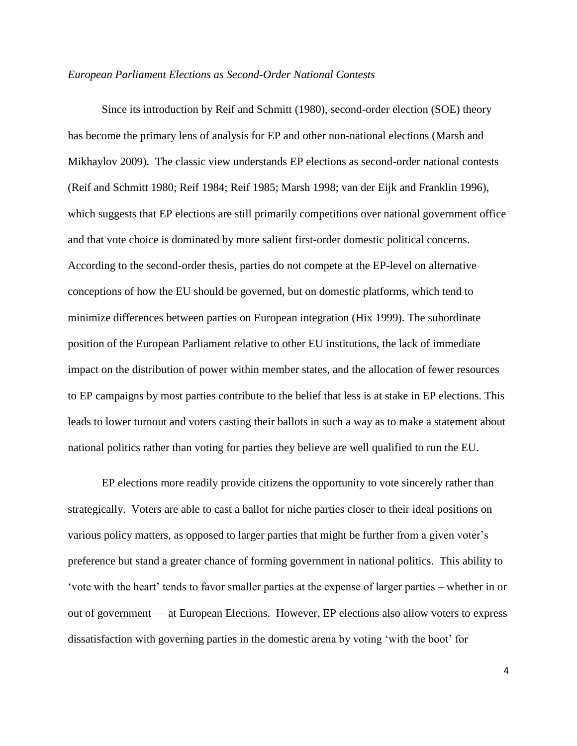*European Parliament Elections as Second-Order National Contests*

Since its introduction by Reif and Schmitt (1980), second-order election (SOE) theory has become the primary lens of analysis for EP and other non-national elections (Marsh and Mikhaylov 2009). The classic view understands EP elections as second-order national contests (Reif and Schmitt 1980; Reif 1984; Reif 1985; Marsh 1998; van der Eijk and Franklin 1996), which suggests that EP elections are still primarily competitions over national government office and that vote choice is dominated by more salient first-order domestic political concerns. According to the second-order thesis, parties do not compete at the EP-level on alternative conceptions of how the EU should be governed, but on domestic platforms, which tend to minimize differences between parties on European integration (Hix 1999). The subordinate position of the European Parliament relative to other EU institutions, the lack of immediate impact on the distribution of power within member states, and the allocation of fewer resources to EP campaigns by most parties contribute to the belief that less is at stake in EP elections. This leads to lower turnout and voters casting their ballots in such a way as to make a statement about national politics rather than voting for parties they believe are well qualified to run the EU.

EP elections more readily provide citizens the opportunity to vote sincerely rather than strategically. Voters are able to cast a ballot for niche parties closer to their ideal positions on various policy matters, as opposed to larger parties that might be further from a given voter's preference but stand a greater chance of forming government in national politics. This ability to 'vote with the heart' tends to favor smaller parties at the expense of larger parties – whether in or out of government — at European Elections. However, EP elections also allow voters to express dissatisfaction with governing parties in the domestic arena by voting 'with the boot' for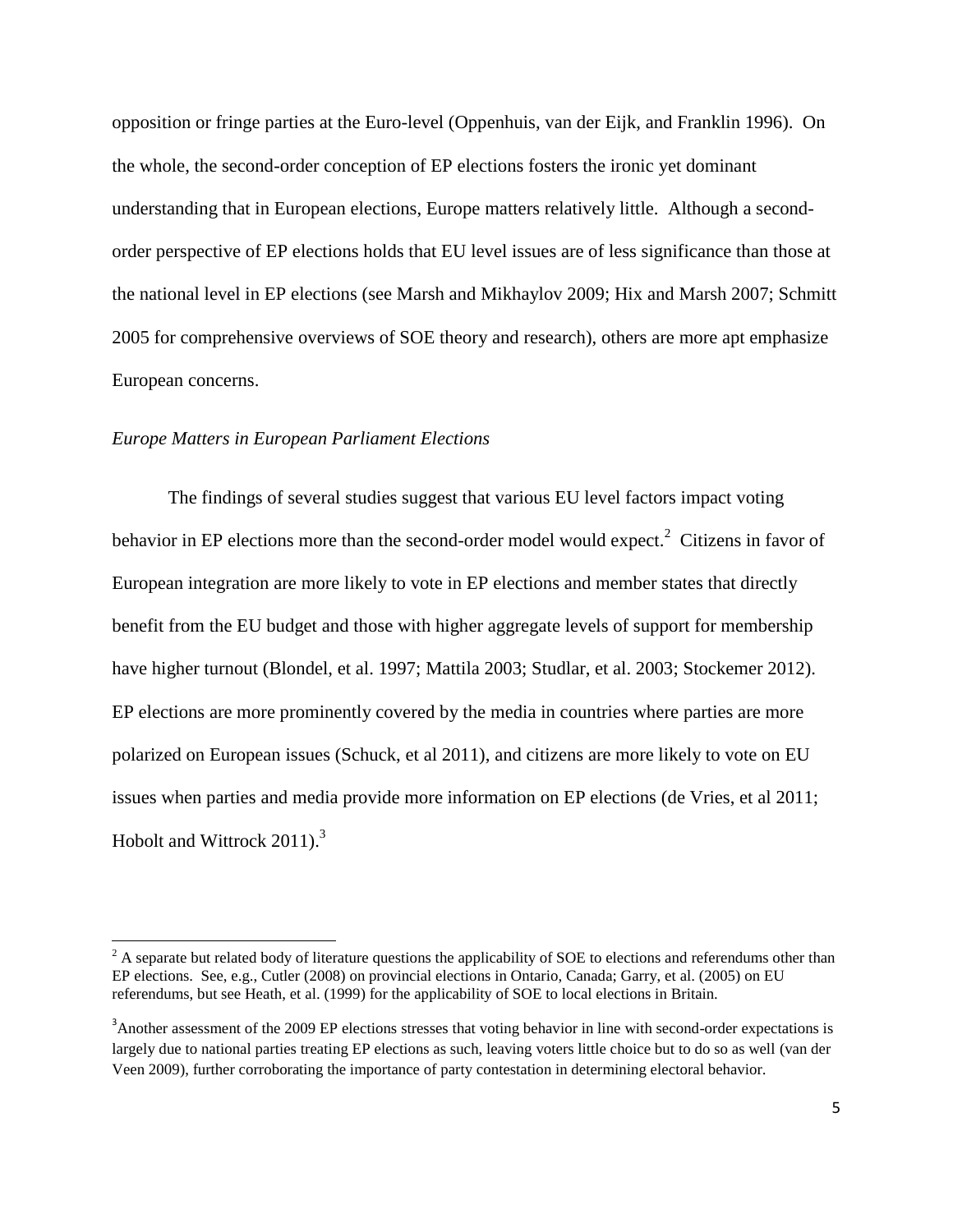opposition or fringe parties at the Euro-level (Oppenhuis, van der Eijk, and Franklin 1996). On the whole, the second-order conception of EP elections fosters the ironic yet dominant understanding that in European elections, Europe matters relatively little. Although a second-order perspective of EP elections holds that EU level issues are of less significance than those at the national level in EP elections (see Marsh and Mikhaylov 2009; Hix and Marsh 2007; Schmitt 2005 for comprehensive overviews of SOE theory and research), others are more apt emphasize European concerns.

*Europe Matters in European Parliament Elections*

The findings of several studies suggest that various EU level factors impact voting behavior in EP elections more than the second-order model would expect.[2] Citizens in favor of European integration are more likely to vote in EP elections and member states that directly benefit from the EU budget and those with higher aggregate levels of support for membership have higher turnout (Blondel, et al. 1997; Mattila 2003; Studlar, et al. 2003; Stockemer 2012). EP elections are more prominently covered by the media in countries where parties are more polarized on European issues (Schuck, et al 2011), and citizens are more likely to vote on EU issues when parties and media provide more information on EP elections (de Vries, et al 2011; Hobolt and Wittrock 2011).[3]

[2] A separate but related body of literature questions the applicability of SOE to elections and referendums other than EP elections. See, e.g., Cutler (2008) on provincial elections in Ontario, Canada; Garry, et al. (2005) on EU referendums, but see Heath, et al. (1999) for the applicability of SOE to local elections in Britain.

[3] Another assessment of the 2009 EP elections stresses that voting behavior in line with second-order expectations is largely due to national parties treating EP elections as such, leaving voters little choice but to do so as well (van der Veen 2009), further corroborating the importance of party contestation in determining electoral behavior.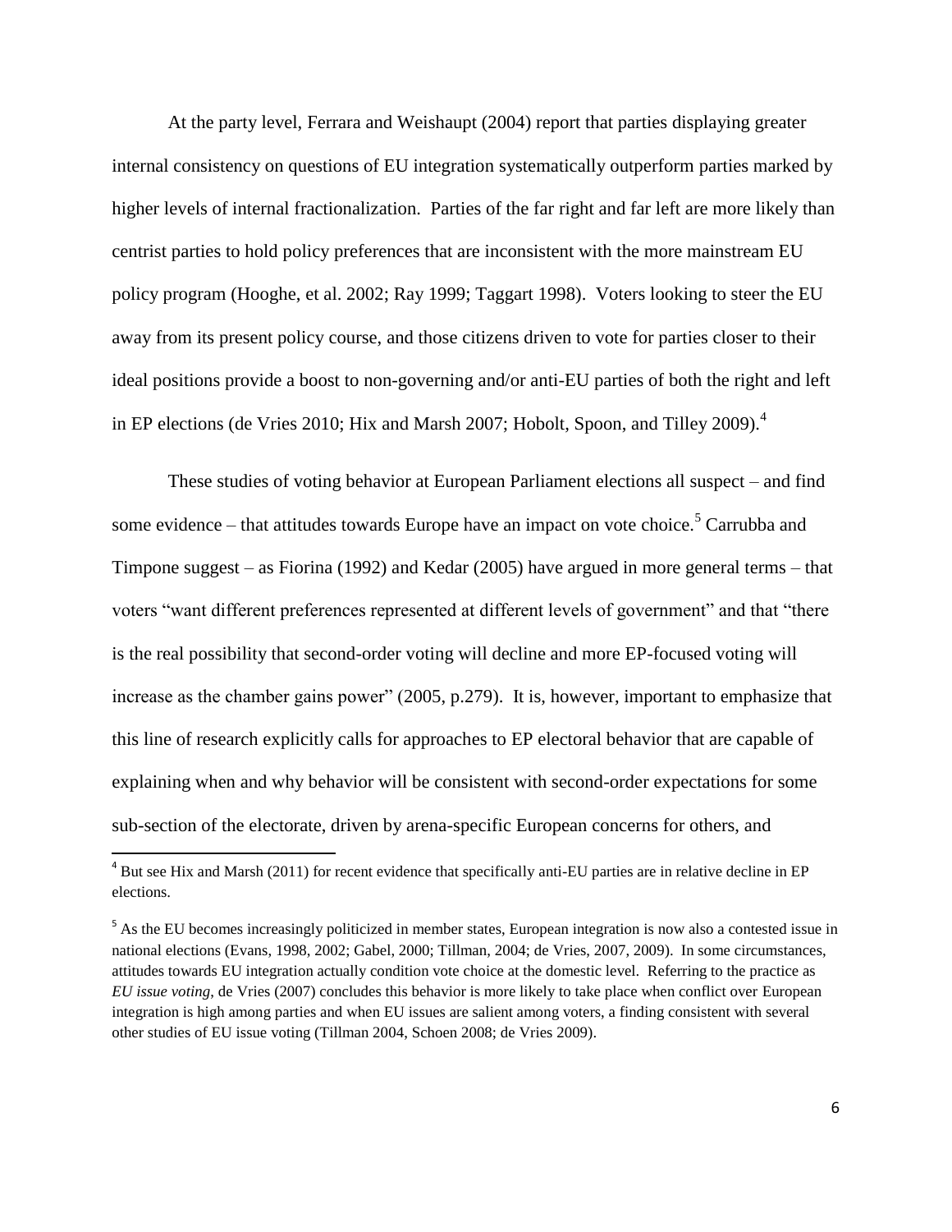At the party level, Ferrara and Weishaupt (2004) report that parties displaying greater internal consistency on questions of EU integration systematically outperform parties marked by higher levels of internal fractionalization. Parties of the far right and far left are more likely than centrist parties to hold policy preferences that are inconsistent with the more mainstream EU policy program (Hooghe, et al. 2002; Ray 1999; Taggart 1998). Voters looking to steer the EU away from its present policy course, and those citizens driven to vote for parties closer to their ideal positions provide a boost to non-governing and/or anti-EU parties of both the right and left in EP elections (de Vries 2010; Hix and Marsh 2007; Hobolt, Spoon, and Tilley 2009).[4]

These studies of voting behavior at European Parliament elections all suspect – and find some evidence – that attitudes towards Europe have an impact on vote choice.[5] Carrubba and Timpone suggest – as Fiorina (1992) and Kedar (2005) have argued in more general terms – that voters "want different preferences represented at different levels of government" and that "there is the real possibility that second-order voting will decline and more EP-focused voting will increase as the chamber gains power" (2005, p.279). It is, however, important to emphasize that this line of research explicitly calls for approaches to EP electoral behavior that are capable of explaining when and why behavior will be consistent with second-order expectations for some sub-section of the electorate, driven by arena-specific European concerns for others, and

---

[4] But see Hix and Marsh (2011) for recent evidence that specifically anti-EU parties are in relative decline in EP elections.

[5] As the EU becomes increasingly politicized in member states, European integration is now also a contested issue in national elections (Evans, 1998, 2002; Gabel, 2000; Tillman, 2004; de Vries, 2007, 2009). In some circumstances, attitudes towards EU integration actually condition vote choice at the domestic level. Referring to the practice as *EU issue voting*, de Vries (2007) concludes this behavior is more likely to take place when conflict over European integration is high among parties and when EU issues are salient among voters, a finding consistent with several other studies of EU issue voting (Tillman 2004, Schoen 2008; de Vries 2009).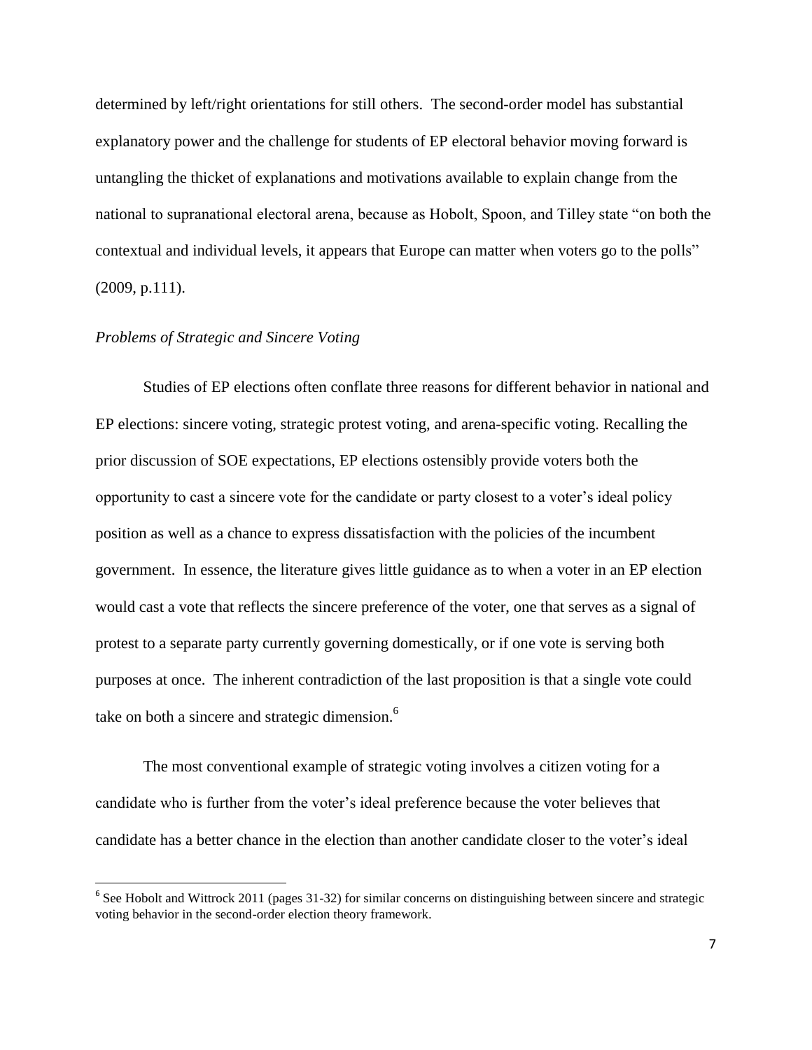determined by left/right orientations for still others. The second-order model has substantial explanatory power and the challenge for students of EP electoral behavior moving forward is untangling the thicket of explanations and motivations available to explain change from the national to supranational electoral arena, because as Hobolt, Spoon, and Tilley state "on both the contextual and individual levels, it appears that Europe can matter when voters go to the polls" (2009, p.111).

*Problems of Strategic and Sincere Voting*

Studies of EP elections often conflate three reasons for different behavior in national and EP elections: sincere voting, strategic protest voting, and arena-specific voting. Recalling the prior discussion of SOE expectations, EP elections ostensibly provide voters both the opportunity to cast a sincere vote for the candidate or party closest to a voter's ideal policy position as well as a chance to express dissatisfaction with the policies of the incumbent government. In essence, the literature gives little guidance as to when a voter in an EP election would cast a vote that reflects the sincere preference of the voter, one that serves as a signal of protest to a separate party currently governing domestically, or if one vote is serving both purposes at once. The inherent contradiction of the last proposition is that a single vote could take on both a sincere and strategic dimension.[6]

The most conventional example of strategic voting involves a citizen voting for a candidate who is further from the voter's ideal preference because the voter believes that candidate has a better chance in the election than another candidate closer to the voter's ideal

[6] See Hobolt and Wittrock 2011 (pages 31-32) for similar concerns on distinguishing between sincere and strategic voting behavior in the second-order election theory framework.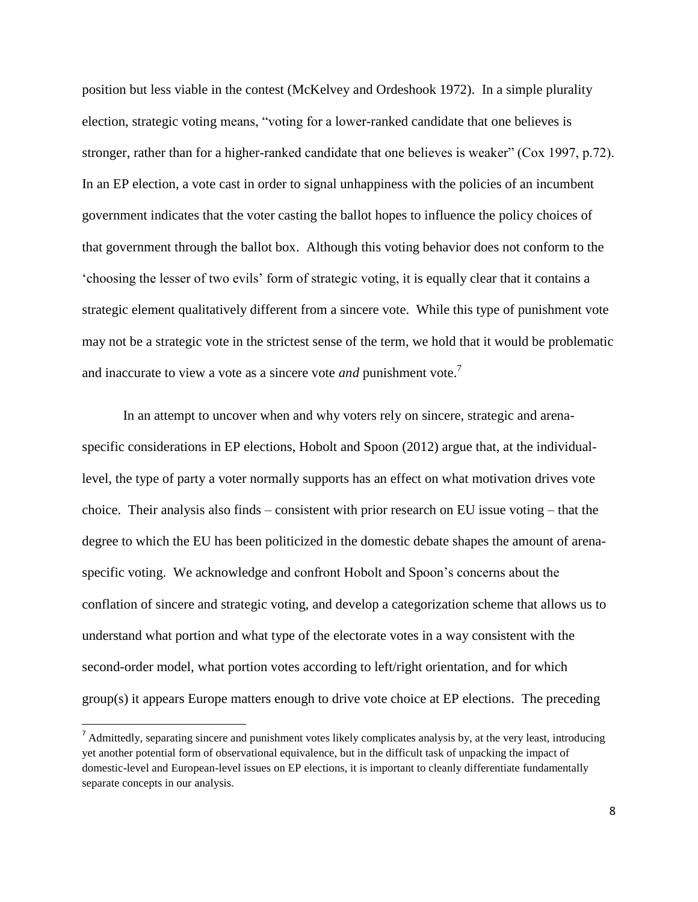position but less viable in the contest (McKelvey and Ordeshook 1972). In a simple plurality election, strategic voting means, "voting for a lower-ranked candidate that one believes is stronger, rather than for a higher-ranked candidate that one believes is weaker" (Cox 1997, p.72). In an EP election, a vote cast in order to signal unhappiness with the policies of an incumbent government indicates that the voter casting the ballot hopes to influence the policy choices of that government through the ballot box. Although this voting behavior does not conform to the 'choosing the lesser of two evils' form of strategic voting, it is equally clear that it contains a strategic element qualitatively different from a sincere vote. While this type of punishment vote may not be a strategic vote in the strictest sense of the term, we hold that it would be problematic and inaccurate to view a vote as a sincere vote *and* punishment vote.[7]

In an attempt to uncover when and why voters rely on sincere, strategic and arena-specific considerations in EP elections, Hobolt and Spoon (2012) argue that, at the individual-level, the type of party a voter normally supports has an effect on what motivation drives vote choice. Their analysis also finds – consistent with prior research on EU issue voting – that the degree to which the EU has been politicized in the domestic debate shapes the amount of arena-specific voting. We acknowledge and confront Hobolt and Spoon's concerns about the conflation of sincere and strategic voting, and develop a categorization scheme that allows us to understand what portion and what type of the electorate votes in a way consistent with the second-order model, what portion votes according to left/right orientation, and for which group(s) it appears Europe matters enough to drive vote choice at EP elections. The preceding

[7] Admittedly, separating sincere and punishment votes likely complicates analysis by, at the very least, introducing yet another potential form of observational equivalence, but in the difficult task of unpacking the impact of domestic-level and European-level issues on EP elections, it is important to cleanly differentiate fundamentally separate concepts in our analysis.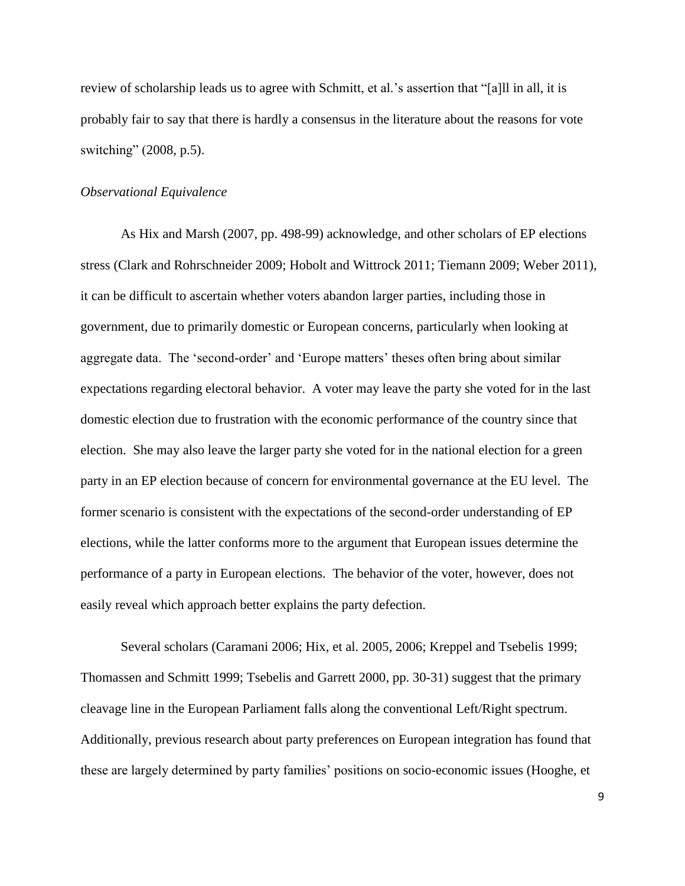review of scholarship leads us to agree with Schmitt, et al.'s assertion that "[a]ll in all, it is probably fair to say that there is hardly a consensus in the literature about the reasons for vote switching" (2008, p.5).

*Observational Equivalence*

As Hix and Marsh (2007, pp. 498-99) acknowledge, and other scholars of EP elections stress (Clark and Rohrschneider 2009; Hobolt and Wittrock 2011; Tiemann 2009; Weber 2011), it can be difficult to ascertain whether voters abandon larger parties, including those in government, due to primarily domestic or European concerns, particularly when looking at aggregate data. The 'second-order' and 'Europe matters' theses often bring about similar expectations regarding electoral behavior. A voter may leave the party she voted for in the last domestic election due to frustration with the economic performance of the country since that election. She may also leave the larger party she voted for in the national election for a green party in an EP election because of concern for environmental governance at the EU level. The former scenario is consistent with the expectations of the second-order understanding of EP elections, while the latter conforms more to the argument that European issues determine the performance of a party in European elections. The behavior of the voter, however, does not easily reveal which approach better explains the party defection.

Several scholars (Caramani 2006; Hix, et al. 2005, 2006; Kreppel and Tsebelis 1999; Thomassen and Schmitt 1999; Tsebelis and Garrett 2000, pp. 30-31) suggest that the primary cleavage line in the European Parliament falls along the conventional Left/Right spectrum. Additionally, previous research about party preferences on European integration has found that these are largely determined by party families' positions on socio-economic issues (Hooghe, et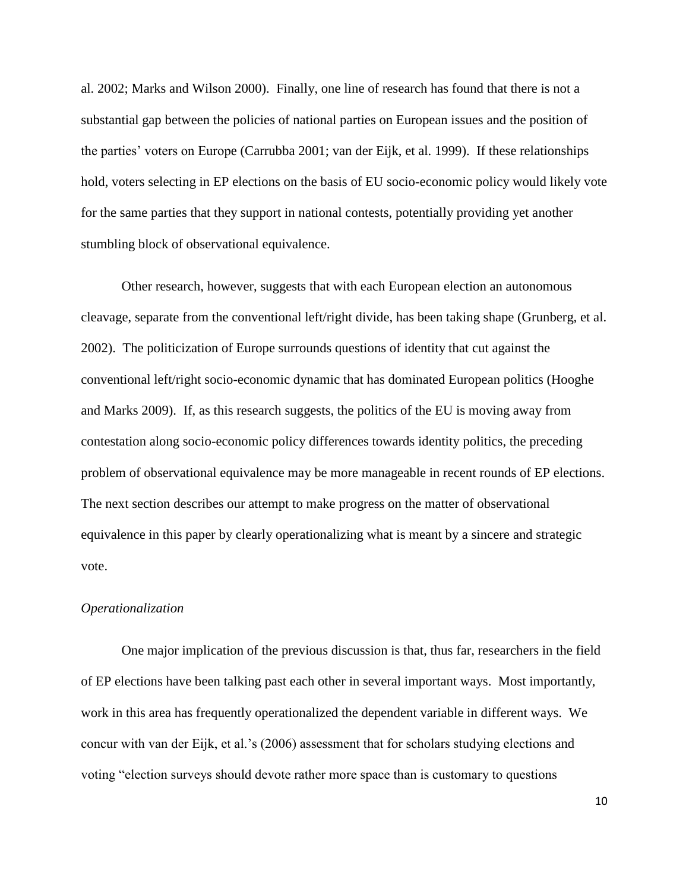al. 2002; Marks and Wilson 2000). Finally, one line of research has found that there is not a substantial gap between the policies of national parties on European issues and the position of the parties' voters on Europe (Carrubba 2001; van der Eijk, et al. 1999). If these relationships hold, voters selecting in EP elections on the basis of EU socio-economic policy would likely vote for the same parties that they support in national contests, potentially providing yet another stumbling block of observational equivalence.

Other research, however, suggests that with each European election an autonomous cleavage, separate from the conventional left/right divide, has been taking shape (Grunberg, et al. 2002). The politicization of Europe surrounds questions of identity that cut against the conventional left/right socio-economic dynamic that has dominated European politics (Hooghe and Marks 2009). If, as this research suggests, the politics of the EU is moving away from contestation along socio-economic policy differences towards identity politics, the preceding problem of observational equivalence may be more manageable in recent rounds of EP elections. The next section describes our attempt to make progress on the matter of observational equivalence in this paper by clearly operationalizing what is meant by a sincere and strategic vote.

*Operationalization*

One major implication of the previous discussion is that, thus far, researchers in the field of EP elections have been talking past each other in several important ways. Most importantly, work in this area has frequently operationalized the dependent variable in different ways. We concur with van der Eijk, et al.'s (2006) assessment that for scholars studying elections and voting "election surveys should devote rather more space than is customary to questions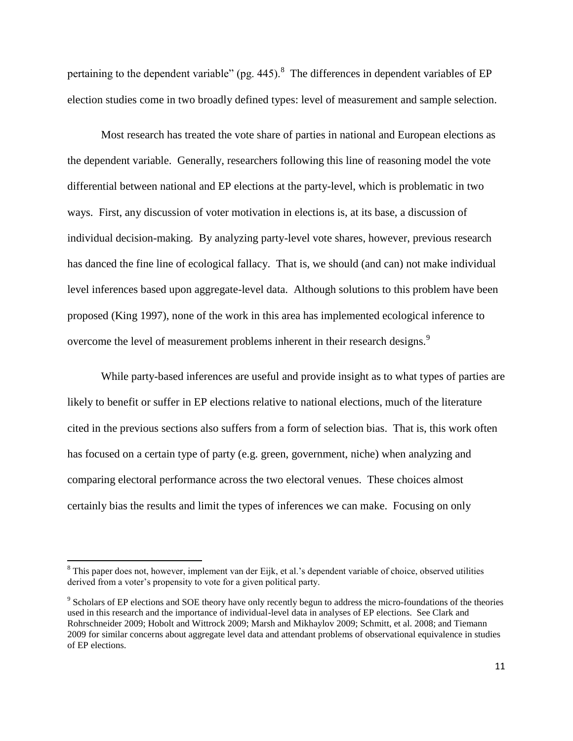pertaining to the dependent variable" (pg. 445).[8] The differences in dependent variables of EP election studies come in two broadly defined types: level of measurement and sample selection.

Most research has treated the vote share of parties in national and European elections as the dependent variable. Generally, researchers following this line of reasoning model the vote differential between national and EP elections at the party-level, which is problematic in two ways. First, any discussion of voter motivation in elections is, at its base, a discussion of individual decision-making. By analyzing party-level vote shares, however, previous research has danced the fine line of ecological fallacy. That is, we should (and can) not make individual level inferences based upon aggregate-level data. Although solutions to this problem have been proposed (King 1997), none of the work in this area has implemented ecological inference to overcome the level of measurement problems inherent in their research designs.[9]

While party-based inferences are useful and provide insight as to what types of parties are likely to benefit or suffer in EP elections relative to national elections, much of the literature cited in the previous sections also suffers from a form of selection bias. That is, this work often has focused on a certain type of party (e.g. green, government, niche) when analyzing and comparing electoral performance across the two electoral venues. These choices almost certainly bias the results and limit the types of inferences we can make. Focusing on only

[8] This paper does not, however, implement van der Eijk, et al.'s dependent variable of choice, observed utilities derived from a voter's propensity to vote for a given political party.

[9] Scholars of EP elections and SOE theory have only recently begun to address the micro-foundations of the theories used in this research and the importance of individual-level data in analyses of EP elections. See Clark and Rohrschneider 2009; Hobolt and Wittrock 2009; Marsh and Mikhaylov 2009; Schmitt, et al. 2008; and Tiemann 2009 for similar concerns about aggregate level data and attendant problems of observational equivalence in studies of EP elections.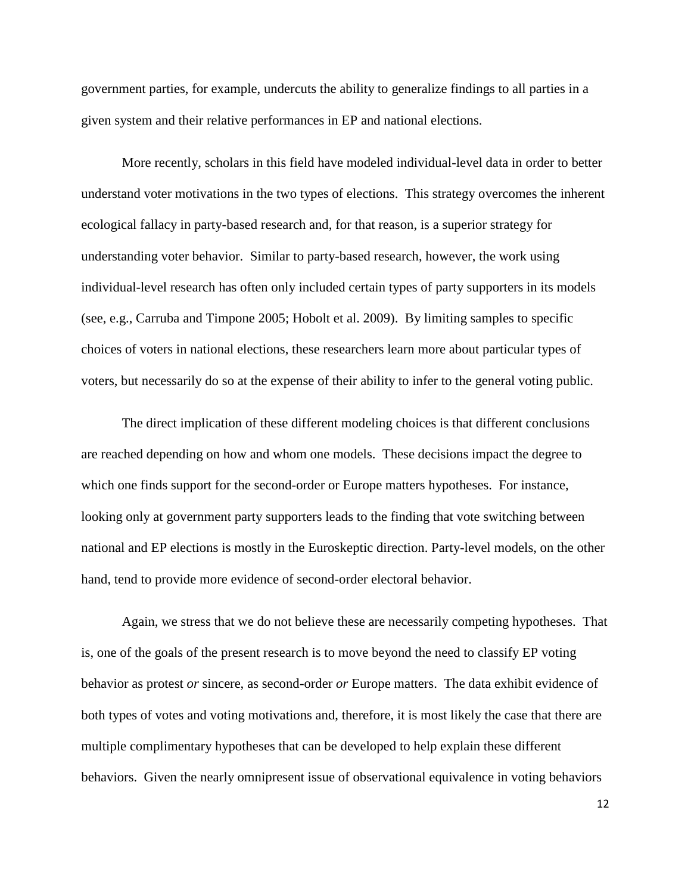government parties, for example, undercuts the ability to generalize findings to all parties in a given system and their relative performances in EP and national elections.

More recently, scholars in this field have modeled individual-level data in order to better understand voter motivations in the two types of elections. This strategy overcomes the inherent ecological fallacy in party-based research and, for that reason, is a superior strategy for understanding voter behavior. Similar to party-based research, however, the work using individual-level research has often only included certain types of party supporters in its models (see, e.g., Carruba and Timpone 2005; Hobolt et al. 2009). By limiting samples to specific choices of voters in national elections, these researchers learn more about particular types of voters, but necessarily do so at the expense of their ability to infer to the general voting public.

The direct implication of these different modeling choices is that different conclusions are reached depending on how and whom one models. These decisions impact the degree to which one finds support for the second-order or Europe matters hypotheses. For instance, looking only at government party supporters leads to the finding that vote switching between national and EP elections is mostly in the Euroskeptic direction. Party-level models, on the other hand, tend to provide more evidence of second-order electoral behavior.

Again, we stress that we do not believe these are necessarily competing hypotheses. That is, one of the goals of the present research is to move beyond the need to classify EP voting behavior as protest *or* sincere, as second-order *or* Europe matters. The data exhibit evidence of both types of votes and voting motivations and, therefore, it is most likely the case that there are multiple complimentary hypotheses that can be developed to help explain these different behaviors. Given the nearly omnipresent issue of observational equivalence in voting behaviors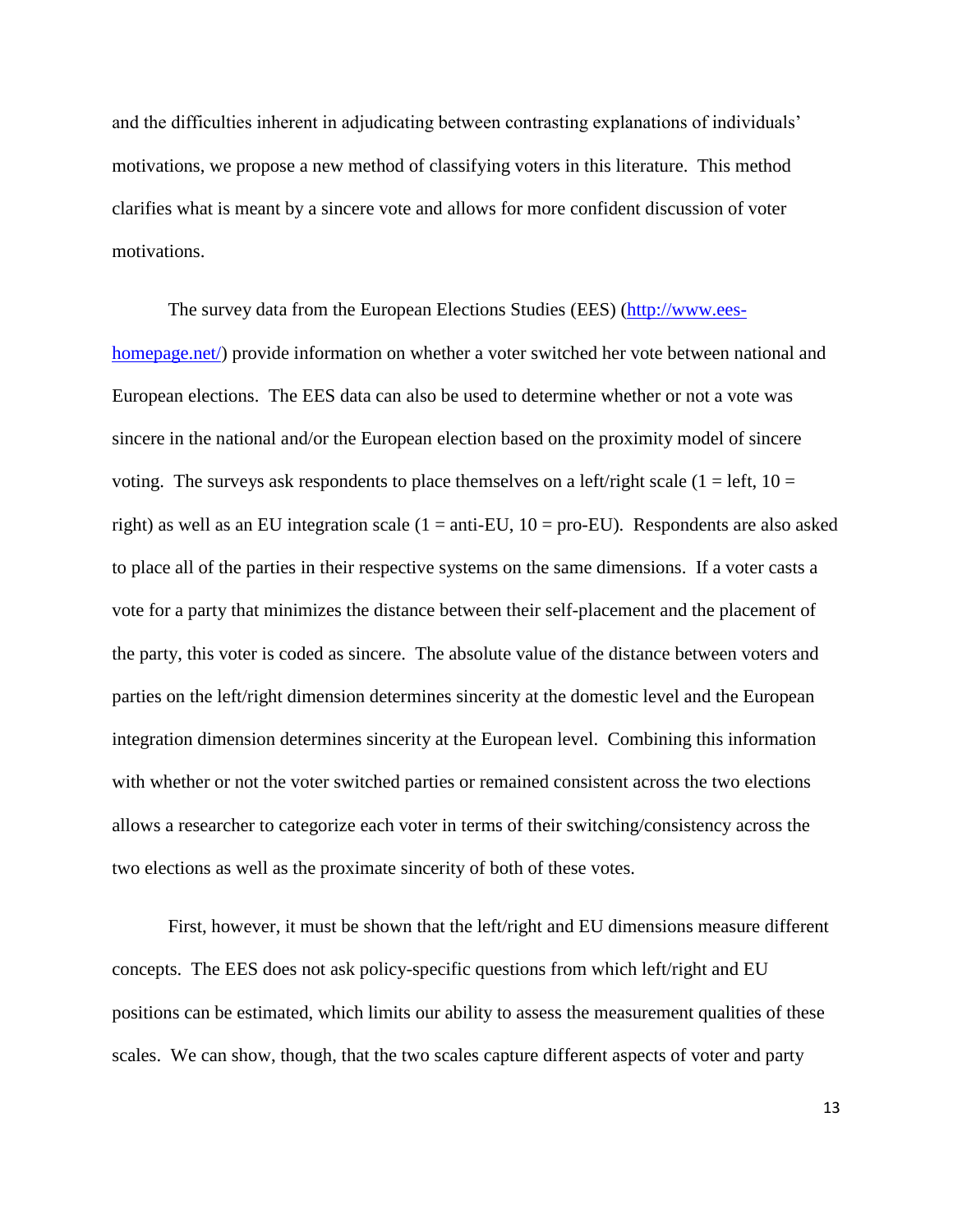and the difficulties inherent in adjudicating between contrasting explanations of individuals' motivations, we propose a new method of classifying voters in this literature. This method clarifies what is meant by a sincere vote and allows for more confident discussion of voter motivations.

The survey data from the European Elections Studies (EES) (http://www.ees-homepage.net/) provide information on whether a voter switched her vote between national and European elections. The EES data can also be used to determine whether or not a vote was sincere in the national and/or the European election based on the proximity model of sincere voting. The surveys ask respondents to place themselves on a left/right scale (1 = left, 10 = right) as well as an EU integration scale (1 = anti-EU, 10 = pro-EU). Respondents are also asked to place all of the parties in their respective systems on the same dimensions. If a voter casts a vote for a party that minimizes the distance between their self-placement and the placement of the party, this voter is coded as sincere. The absolute value of the distance between voters and parties on the left/right dimension determines sincerity at the domestic level and the European integration dimension determines sincerity at the European level. Combining this information with whether or not the voter switched parties or remained consistent across the two elections allows a researcher to categorize each voter in terms of their switching/consistency across the two elections as well as the proximate sincerity of both of these votes.

First, however, it must be shown that the left/right and EU dimensions measure different concepts. The EES does not ask policy-specific questions from which left/right and EU positions can be estimated, which limits our ability to assess the measurement qualities of these scales. We can show, though, that the two scales capture different aspects of voter and party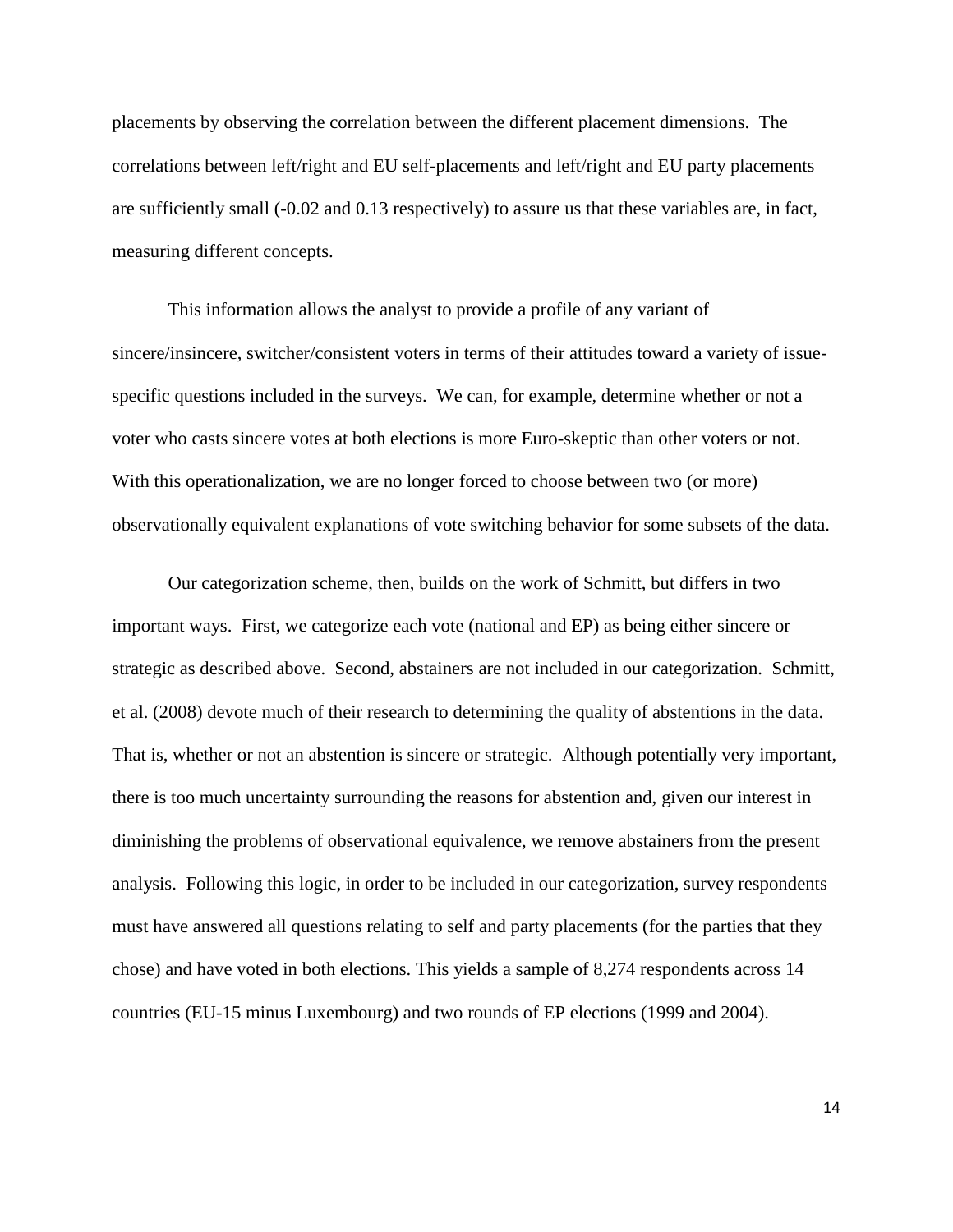placements by observing the correlation between the different placement dimensions. The correlations between left/right and EU self-placements and left/right and EU party placements are sufficiently small (-0.02 and 0.13 respectively) to assure us that these variables are, in fact, measuring different concepts.

This information allows the analyst to provide a profile of any variant of sincere/insincere, switcher/consistent voters in terms of their attitudes toward a variety of issue-specific questions included in the surveys. We can, for example, determine whether or not a voter who casts sincere votes at both elections is more Euro-skeptic than other voters or not. With this operationalization, we are no longer forced to choose between two (or more) observationally equivalent explanations of vote switching behavior for some subsets of the data.

Our categorization scheme, then, builds on the work of Schmitt, but differs in two important ways. First, we categorize each vote (national and EP) as being either sincere or strategic as described above. Second, abstainers are not included in our categorization. Schmitt, et al. (2008) devote much of their research to determining the quality of abstentions in the data. That is, whether or not an abstention is sincere or strategic. Although potentially very important, there is too much uncertainty surrounding the reasons for abstention and, given our interest in diminishing the problems of observational equivalence, we remove abstainers from the present analysis. Following this logic, in order to be included in our categorization, survey respondents must have answered all questions relating to self and party placements (for the parties that they chose) and have voted in both elections. This yields a sample of 8,274 respondents across 14 countries (EU-15 minus Luxembourg) and two rounds of EP elections (1999 and 2004).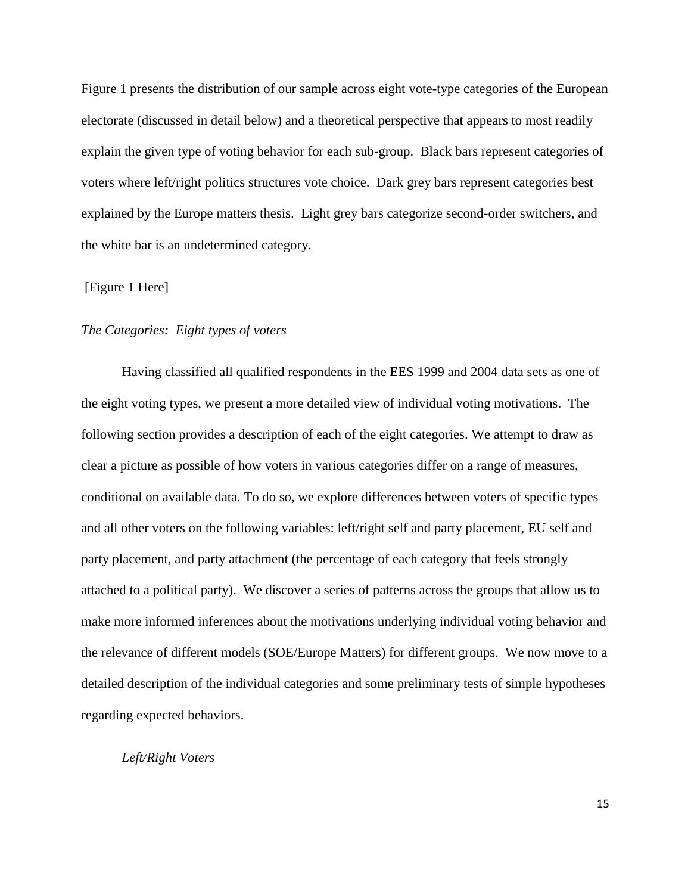Figure 1 presents the distribution of our sample across eight vote-type categories of the European electorate (discussed in detail below) and a theoretical perspective that appears to most readily explain the given type of voting behavior for each sub-group. Black bars represent categories of voters where left/right politics structures vote choice. Dark grey bars represent categories best explained by the Europe matters thesis. Light grey bars categorize second-order switchers, and the white bar is an undetermined category.

[Figure 1 Here]

*The Categories: Eight types of voters*

Having classified all qualified respondents in the EES 1999 and 2004 data sets as one of the eight voting types, we present a more detailed view of individual voting motivations. The following section provides a description of each of the eight categories. We attempt to draw as clear a picture as possible of how voters in various categories differ on a range of measures, conditional on available data. To do so, we explore differences between voters of specific types and all other voters on the following variables: left/right self and party placement, EU self and party placement, and party attachment (the percentage of each category that feels strongly attached to a political party). We discover a series of patterns across the groups that allow us to make more informed inferences about the motivations underlying individual voting behavior and the relevance of different models (SOE/Europe Matters) for different groups. We now move to a detailed description of the individual categories and some preliminary tests of simple hypotheses regarding expected behaviors.

*Left/Right Voters*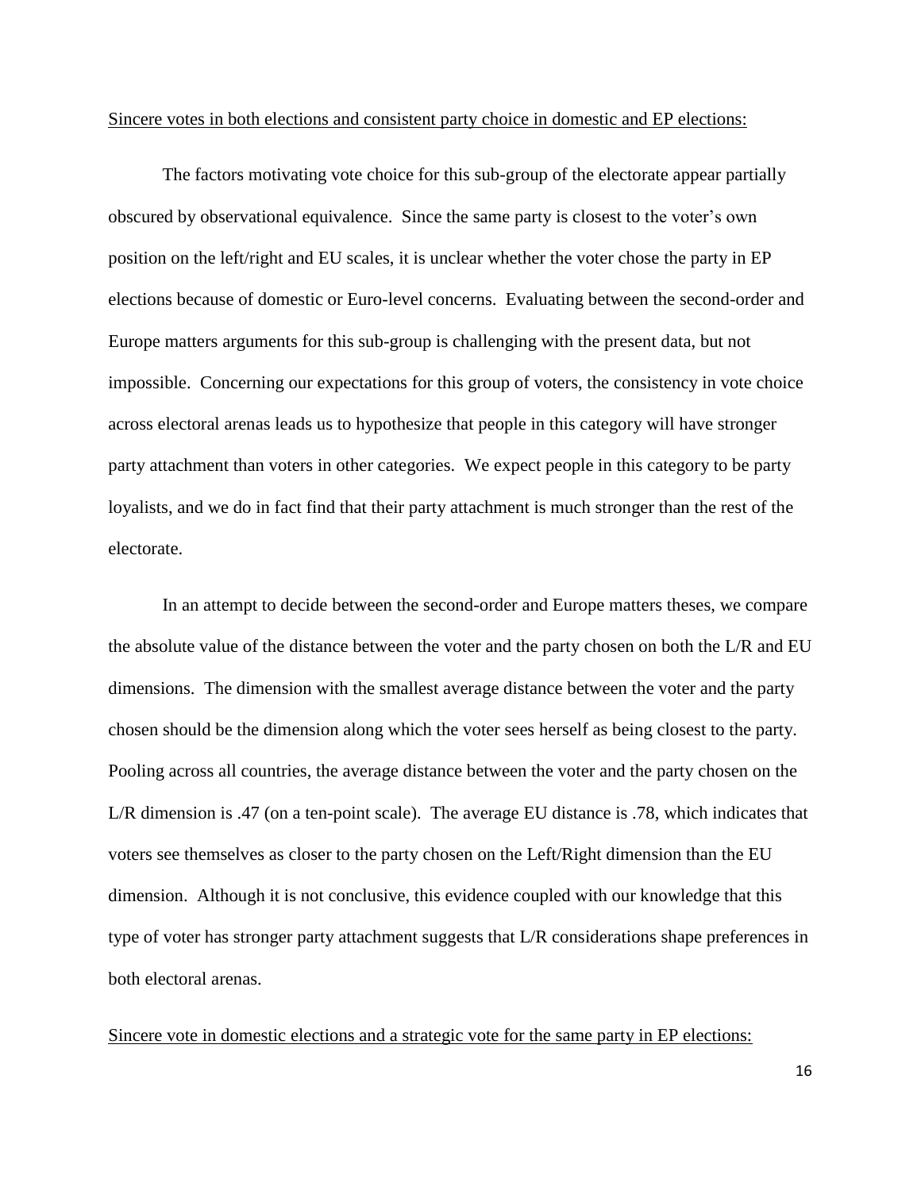Sincere votes in both elections and consistent party choice in domestic and EP elections:

The factors motivating vote choice for this sub-group of the electorate appear partially obscured by observational equivalence. Since the same party is closest to the voter's own position on the left/right and EU scales, it is unclear whether the voter chose the party in EP elections because of domestic or Euro-level concerns. Evaluating between the second-order and Europe matters arguments for this sub-group is challenging with the present data, but not impossible. Concerning our expectations for this group of voters, the consistency in vote choice across electoral arenas leads us to hypothesize that people in this category will have stronger party attachment than voters in other categories. We expect people in this category to be party loyalists, and we do in fact find that their party attachment is much stronger than the rest of the electorate.

In an attempt to decide between the second-order and Europe matters theses, we compare the absolute value of the distance between the voter and the party chosen on both the L/R and EU dimensions. The dimension with the smallest average distance between the voter and the party chosen should be the dimension along which the voter sees herself as being closest to the party. Pooling across all countries, the average distance between the voter and the party chosen on the L/R dimension is .47 (on a ten-point scale). The average EU distance is .78, which indicates that voters see themselves as closer to the party chosen on the Left/Right dimension than the EU dimension. Although it is not conclusive, this evidence coupled with our knowledge that this type of voter has stronger party attachment suggests that L/R considerations shape preferences in both electoral arenas.

Sincere vote in domestic elections and a strategic vote for the same party in EP elections: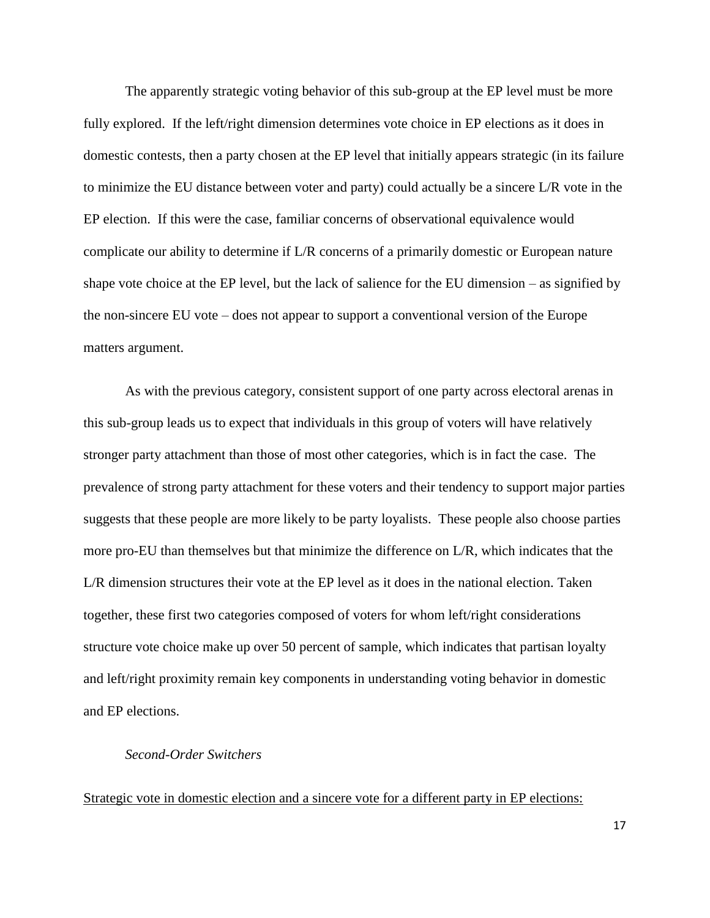The apparently strategic voting behavior of this sub-group at the EP level must be more fully explored. If the left/right dimension determines vote choice in EP elections as it does in domestic contests, then a party chosen at the EP level that initially appears strategic (in its failure to minimize the EU distance between voter and party) could actually be a sincere L/R vote in the EP election. If this were the case, familiar concerns of observational equivalence would complicate our ability to determine if L/R concerns of a primarily domestic or European nature shape vote choice at the EP level, but the lack of salience for the EU dimension – as signified by the non-sincere EU vote – does not appear to support a conventional version of the Europe matters argument.

As with the previous category, consistent support of one party across electoral arenas in this sub-group leads us to expect that individuals in this group of voters will have relatively stronger party attachment than those of most other categories, which is in fact the case. The prevalence of strong party attachment for these voters and their tendency to support major parties suggests that these people are more likely to be party loyalists. These people also choose parties more pro-EU than themselves but that minimize the difference on L/R, which indicates that the L/R dimension structures their vote at the EP level as it does in the national election. Taken together, these first two categories composed of voters for whom left/right considerations structure vote choice make up over 50 percent of sample, which indicates that partisan loyalty and left/right proximity remain key components in understanding voting behavior in domestic and EP elections.

*Second-Order Switchers*

<u>Strategic vote in domestic election and a sincere vote for a different party in EP elections:</u>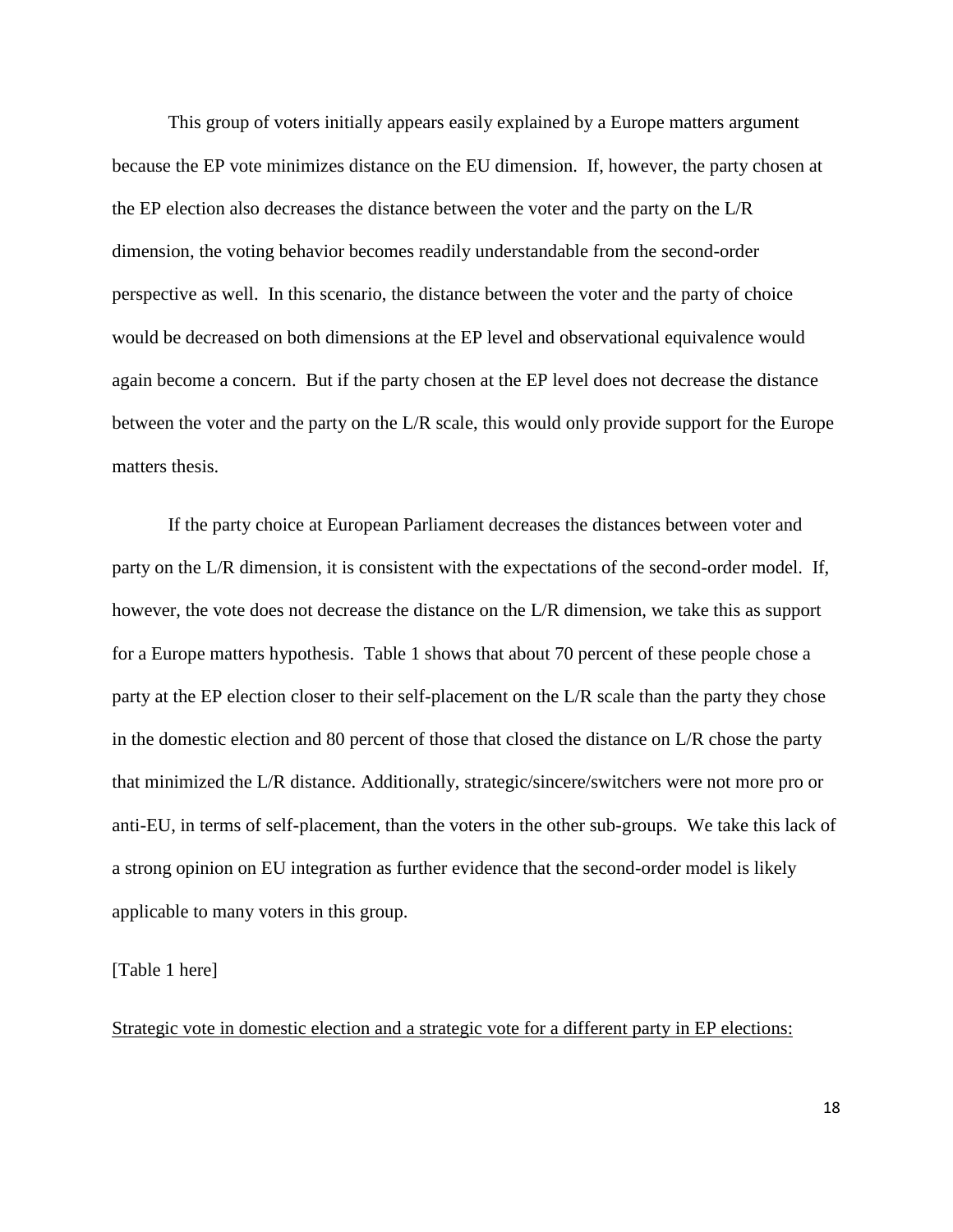This group of voters initially appears easily explained by a Europe matters argument because the EP vote minimizes distance on the EU dimension. If, however, the party chosen at the EP election also decreases the distance between the voter and the party on the L/R dimension, the voting behavior becomes readily understandable from the second-order perspective as well. In this scenario, the distance between the voter and the party of choice would be decreased on both dimensions at the EP level and observational equivalence would again become a concern. But if the party chosen at the EP level does not decrease the distance between the voter and the party on the L/R scale, this would only provide support for the Europe matters thesis.

If the party choice at European Parliament decreases the distances between voter and party on the L/R dimension, it is consistent with the expectations of the second-order model. If, however, the vote does not decrease the distance on the L/R dimension, we take this as support for a Europe matters hypothesis. Table 1 shows that about 70 percent of these people chose a party at the EP election closer to their self-placement on the L/R scale than the party they chose in the domestic election and 80 percent of those that closed the distance on L/R chose the party that minimized the L/R distance. Additionally, strategic/sincere/switchers were not more pro or anti-EU, in terms of self-placement, than the voters in the other sub-groups. We take this lack of a strong opinion on EU integration as further evidence that the second-order model is likely applicable to many voters in this group.

[Table 1 here]

<u>Strategic vote in domestic election and a strategic vote for a different party in EP elections:</u>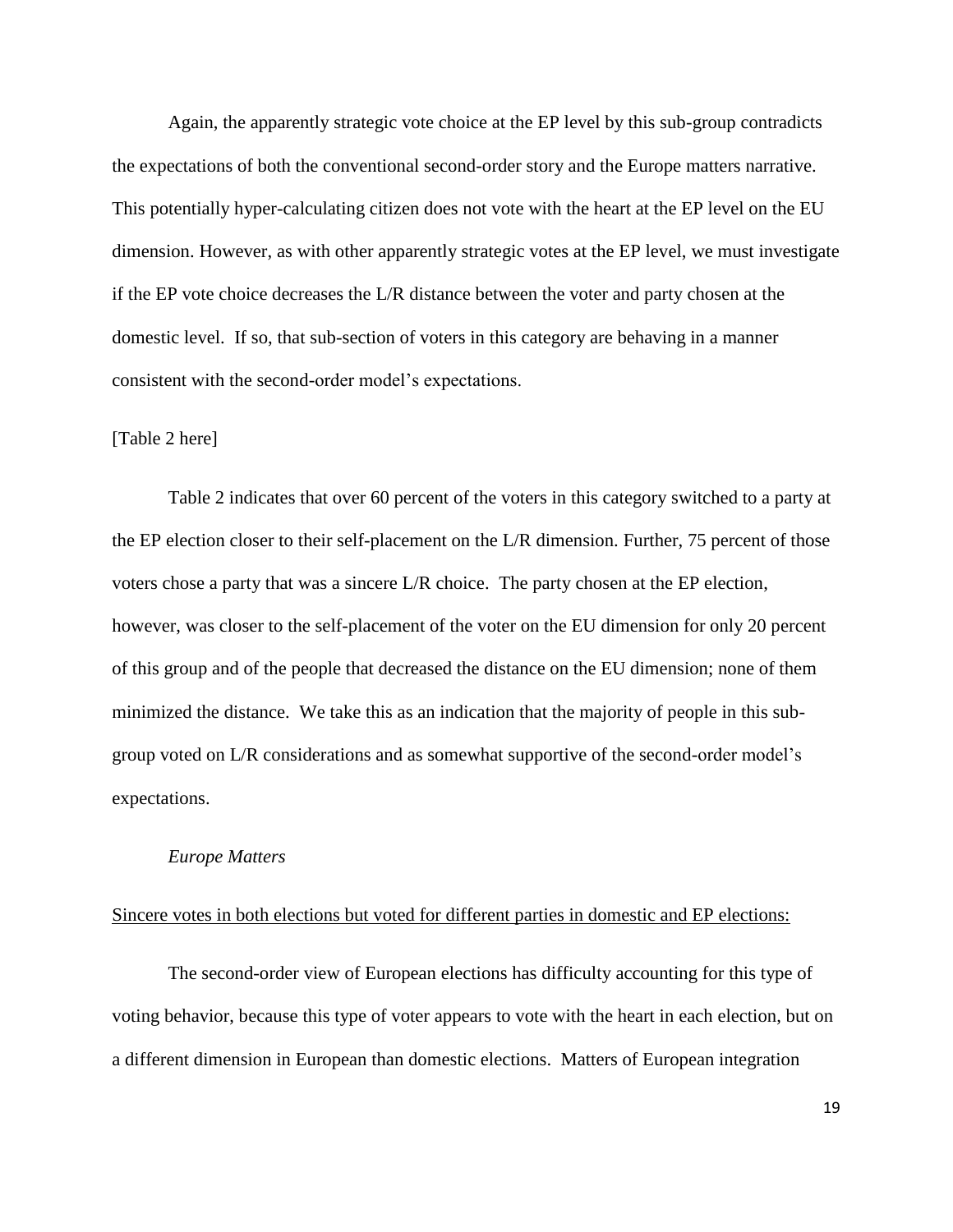Again, the apparently strategic vote choice at the EP level by this sub-group contradicts the expectations of both the conventional second-order story and the Europe matters narrative. This potentially hyper-calculating citizen does not vote with the heart at the EP level on the EU dimension. However, as with other apparently strategic votes at the EP level, we must investigate if the EP vote choice decreases the L/R distance between the voter and party chosen at the domestic level. If so, that sub-section of voters in this category are behaving in a manner consistent with the second-order model's expectations.

[Table 2 here]

Table 2 indicates that over 60 percent of the voters in this category switched to a party at the EP election closer to their self-placement on the L/R dimension. Further, 75 percent of those voters chose a party that was a sincere L/R choice. The party chosen at the EP election, however, was closer to the self-placement of the voter on the EU dimension for only 20 percent of this group and of the people that decreased the distance on the EU dimension; none of them minimized the distance. We take this as an indication that the majority of people in this sub-group voted on L/R considerations and as somewhat supportive of the second-order model's expectations.

*Europe Matters*

<u>Sincere votes in both elections but voted for different parties in domestic and EP elections:</u>

The second-order view of European elections has difficulty accounting for this type of voting behavior, because this type of voter appears to vote with the heart in each election, but on a different dimension in European than domestic elections. Matters of European integration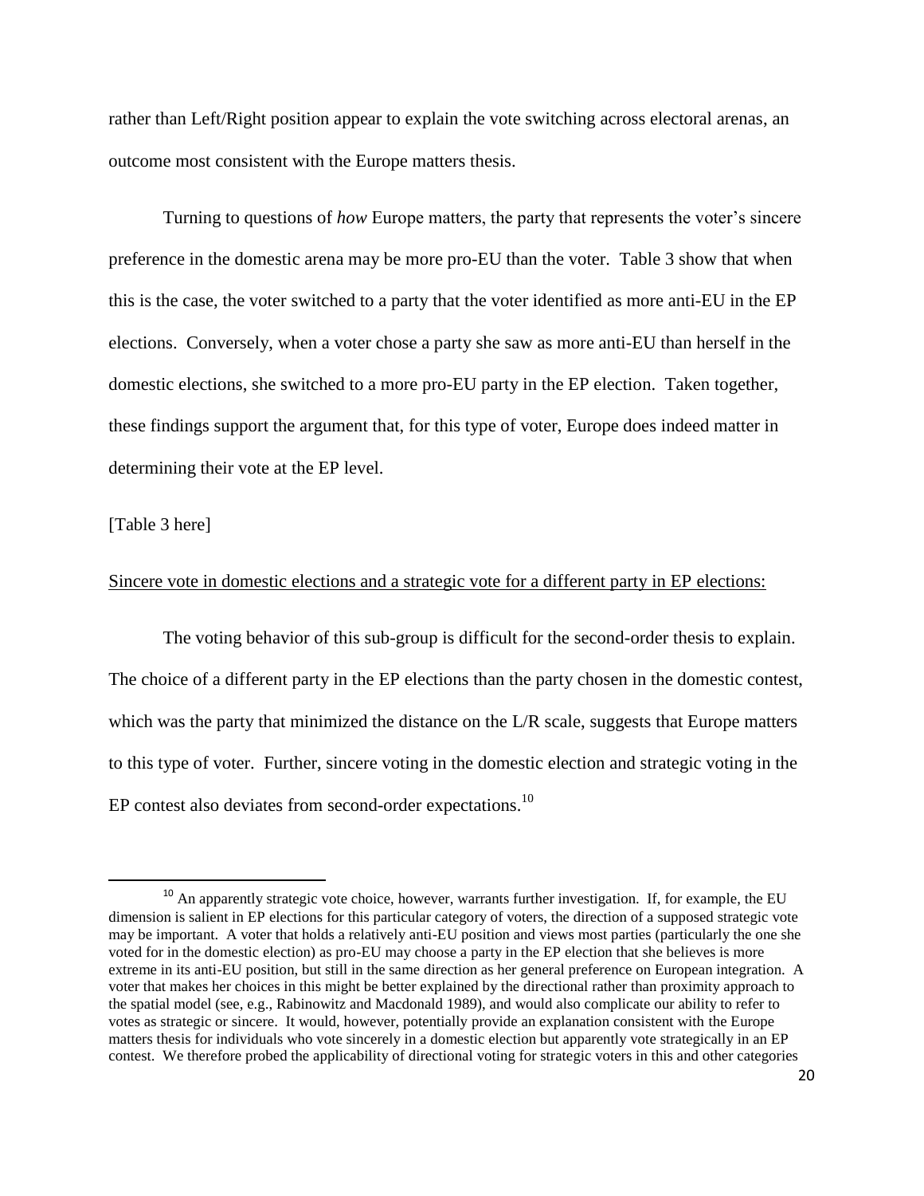rather than Left/Right position appear to explain the vote switching across electoral arenas, an outcome most consistent with the Europe matters thesis.

Turning to questions of *how* Europe matters, the party that represents the voter's sincere preference in the domestic arena may be more pro-EU than the voter. Table 3 show that when this is the case, the voter switched to a party that the voter identified as more anti-EU in the EP elections. Conversely, when a voter chose a party she saw as more anti-EU than herself in the domestic elections, she switched to a more pro-EU party in the EP election. Taken together, these findings support the argument that, for this type of voter, Europe does indeed matter in determining their vote at the EP level.

[Table 3 here]

<u>Sincere vote in domestic elections and a strategic vote for a different party in EP elections:</u>

The voting behavior of this sub-group is difficult for the second-order thesis to explain. The choice of a different party in the EP elections than the party chosen in the domestic contest, which was the party that minimized the distance on the L/R scale, suggests that Europe matters to this type of voter. Further, sincere voting in the domestic election and strategic voting in the EP contest also deviates from second-order expectations.[10]

[10] An apparently strategic vote choice, however, warrants further investigation. If, for example, the EU dimension is salient in EP elections for this particular category of voters, the direction of a supposed strategic vote may be important. A voter that holds a relatively anti-EU position and views most parties (particularly the one she voted for in the domestic election) as pro-EU may choose a party in the EP election that she believes is more extreme in its anti-EU position, but still in the same direction as her general preference on European integration. A voter that makes her choices in this might be better explained by the directional rather than proximity approach to the spatial model (see, e.g., Rabinowitz and Macdonald 1989), and would also complicate our ability to refer to votes as strategic or sincere. It would, however, potentially provide an explanation consistent with the Europe matters thesis for individuals who vote sincerely in a domestic election but apparently vote strategically in an EP contest. We therefore probed the applicability of directional voting for strategic voters in this and other categories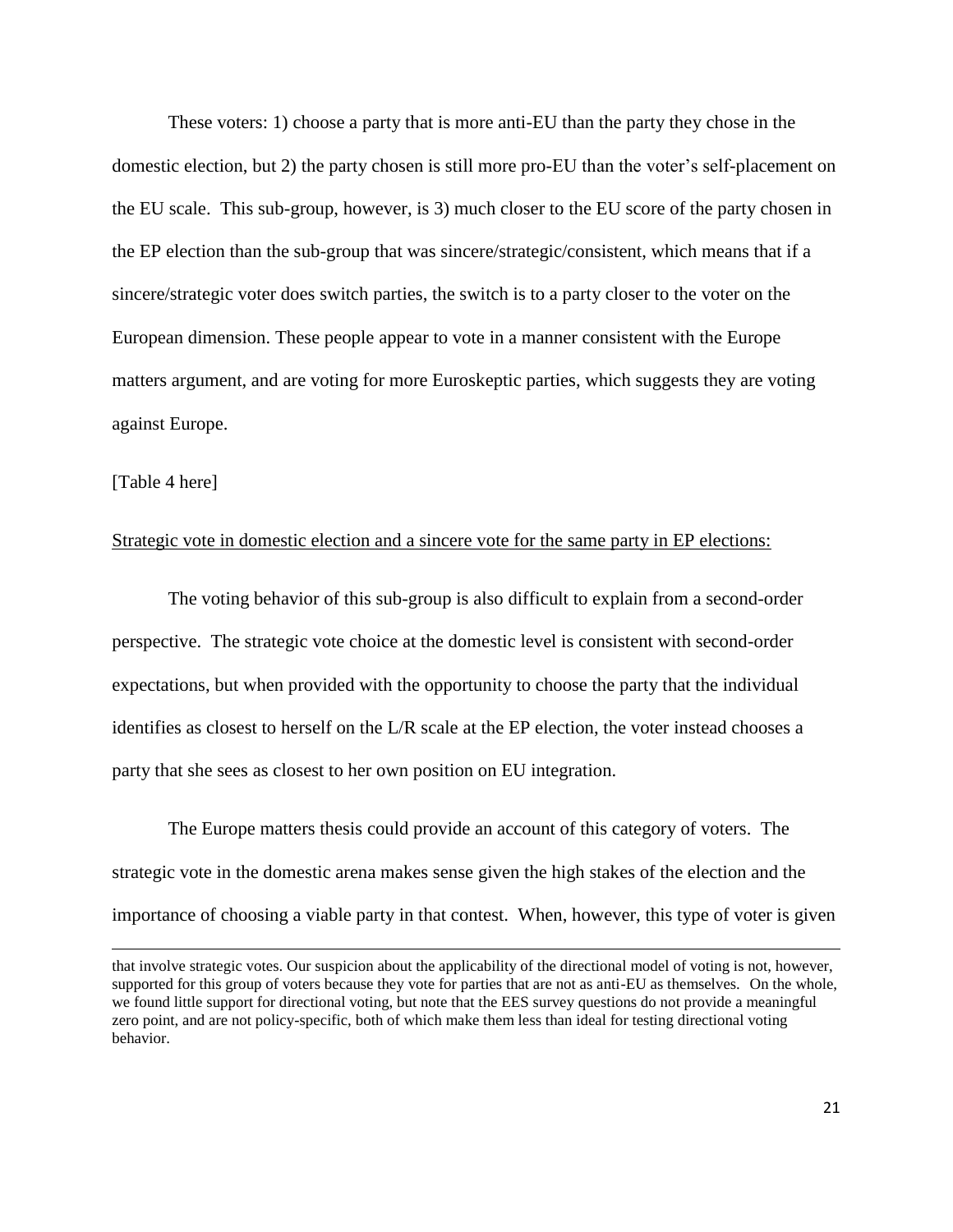These voters: 1) choose a party that is more anti-EU than the party they chose in the domestic election, but 2) the party chosen is still more pro-EU than the voter's self-placement on the EU scale. This sub-group, however, is 3) much closer to the EU score of the party chosen in the EP election than the sub-group that was sincere/strategic/consistent, which means that if a sincere/strategic voter does switch parties, the switch is to a party closer to the voter on the European dimension. These people appear to vote in a manner consistent with the Europe matters argument, and are voting for more Euroskeptic parties, which suggests they are voting against Europe.

[Table 4 here]

<u>Strategic vote in domestic election and a sincere vote for the same party in EP elections:</u>

The voting behavior of this sub-group is also difficult to explain from a second-order perspective. The strategic vote choice at the domestic level is consistent with second-order expectations, but when provided with the opportunity to choose the party that the individual identifies as closest to herself on the L/R scale at the EP election, the voter instead chooses a party that she sees as closest to her own position on EU integration.

The Europe matters thesis could provide an account of this category of voters. The strategic vote in the domestic arena makes sense given the high stakes of the election and the importance of choosing a viable party in that contest. When, however, this type of voter is given

---

that involve strategic votes. Our suspicion about the applicability of the directional model of voting is not, however, supported for this group of voters because they vote for parties that are not as anti-EU as themselves. On the whole, we found little support for directional voting, but note that the EES survey questions do not provide a meaningful zero point, and are not policy-specific, both of which make them less than ideal for testing directional voting behavior.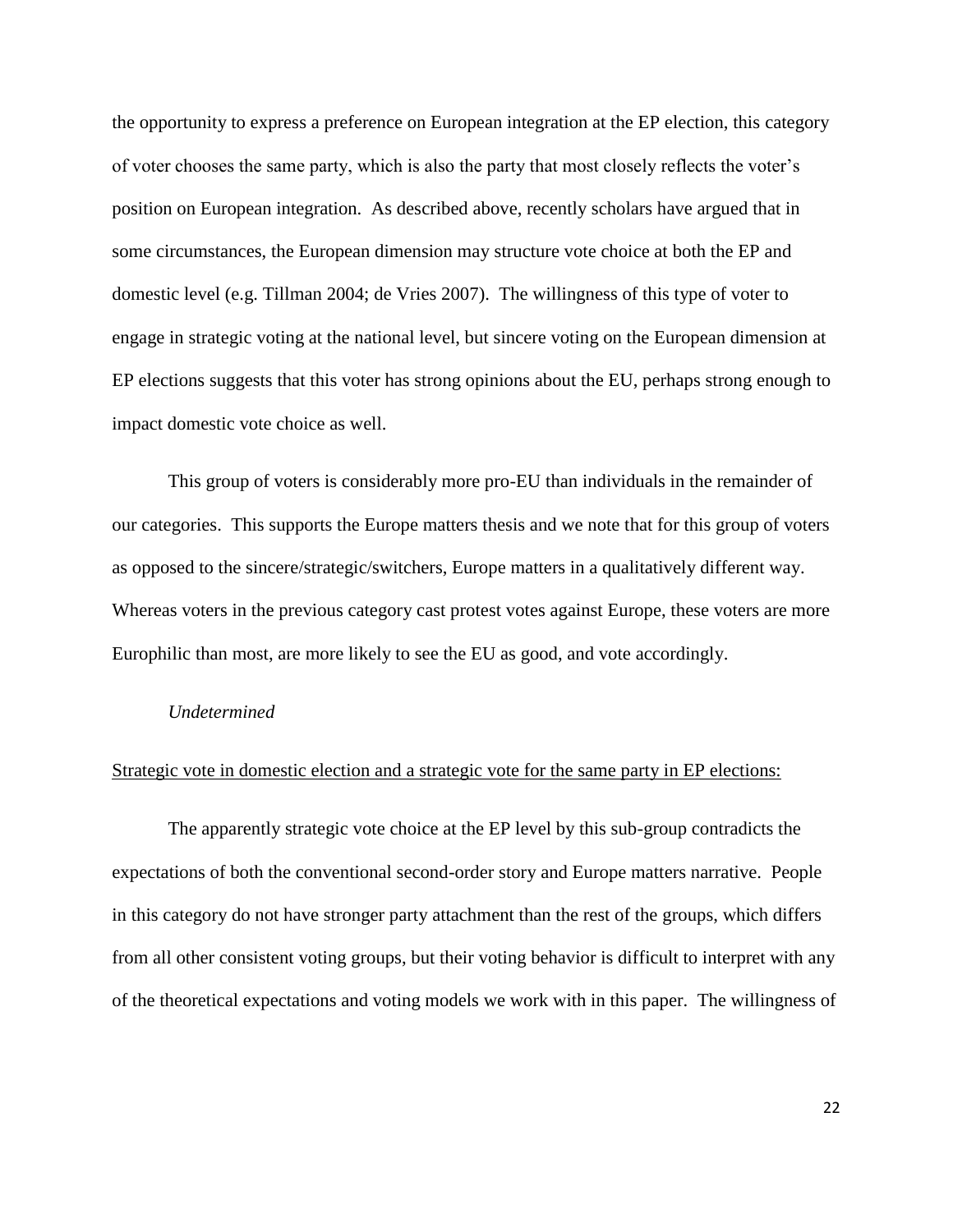the opportunity to express a preference on European integration at the EP election, this category of voter chooses the same party, which is also the party that most closely reflects the voter's position on European integration. As described above, recently scholars have argued that in some circumstances, the European dimension may structure vote choice at both the EP and domestic level (e.g. Tillman 2004; de Vries 2007). The willingness of this type of voter to engage in strategic voting at the national level, but sincere voting on the European dimension at EP elections suggests that this voter has strong opinions about the EU, perhaps strong enough to impact domestic vote choice as well.

This group of voters is considerably more pro-EU than individuals in the remainder of our categories. This supports the Europe matters thesis and we note that for this group of voters as opposed to the sincere/strategic/switchers, Europe matters in a qualitatively different way. Whereas voters in the previous category cast protest votes against Europe, these voters are more Europhilic than most, are more likely to see the EU as good, and vote accordingly.

*Undetermined*

<u>Strategic vote in domestic election and a strategic vote for the same party in EP elections:</u>

The apparently strategic vote choice at the EP level by this sub-group contradicts the expectations of both the conventional second-order story and Europe matters narrative. People in this category do not have stronger party attachment than the rest of the groups, which differs from all other consistent voting groups, but their voting behavior is difficult to interpret with any of the theoretical expectations and voting models we work with in this paper. The willingness of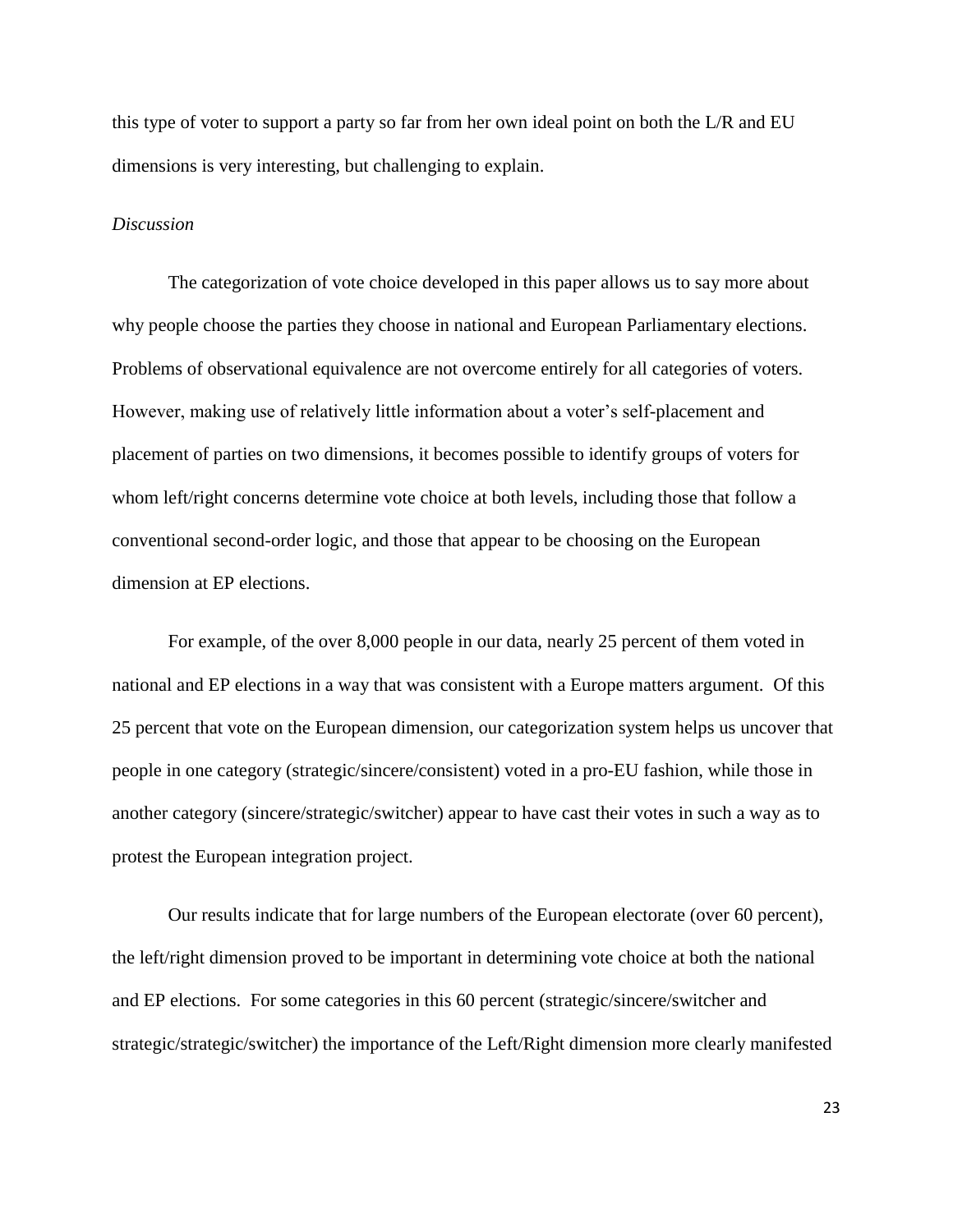this type of voter to support a party so far from her own ideal point on both the L/R and EU dimensions is very interesting, but challenging to explain.

*Discussion*

The categorization of vote choice developed in this paper allows us to say more about why people choose the parties they choose in national and European Parliamentary elections. Problems of observational equivalence are not overcome entirely for all categories of voters. However, making use of relatively little information about a voter's self-placement and placement of parties on two dimensions, it becomes possible to identify groups of voters for whom left/right concerns determine vote choice at both levels, including those that follow a conventional second-order logic, and those that appear to be choosing on the European dimension at EP elections.

For example, of the over 8,000 people in our data, nearly 25 percent of them voted in national and EP elections in a way that was consistent with a Europe matters argument. Of this 25 percent that vote on the European dimension, our categorization system helps us uncover that people in one category (strategic/sincere/consistent) voted in a pro-EU fashion, while those in another category (sincere/strategic/switcher) appear to have cast their votes in such a way as to protest the European integration project.

Our results indicate that for large numbers of the European electorate (over 60 percent), the left/right dimension proved to be important in determining vote choice at both the national and EP elections. For some categories in this 60 percent (strategic/sincere/switcher and strategic/strategic/switcher) the importance of the Left/Right dimension more clearly manifested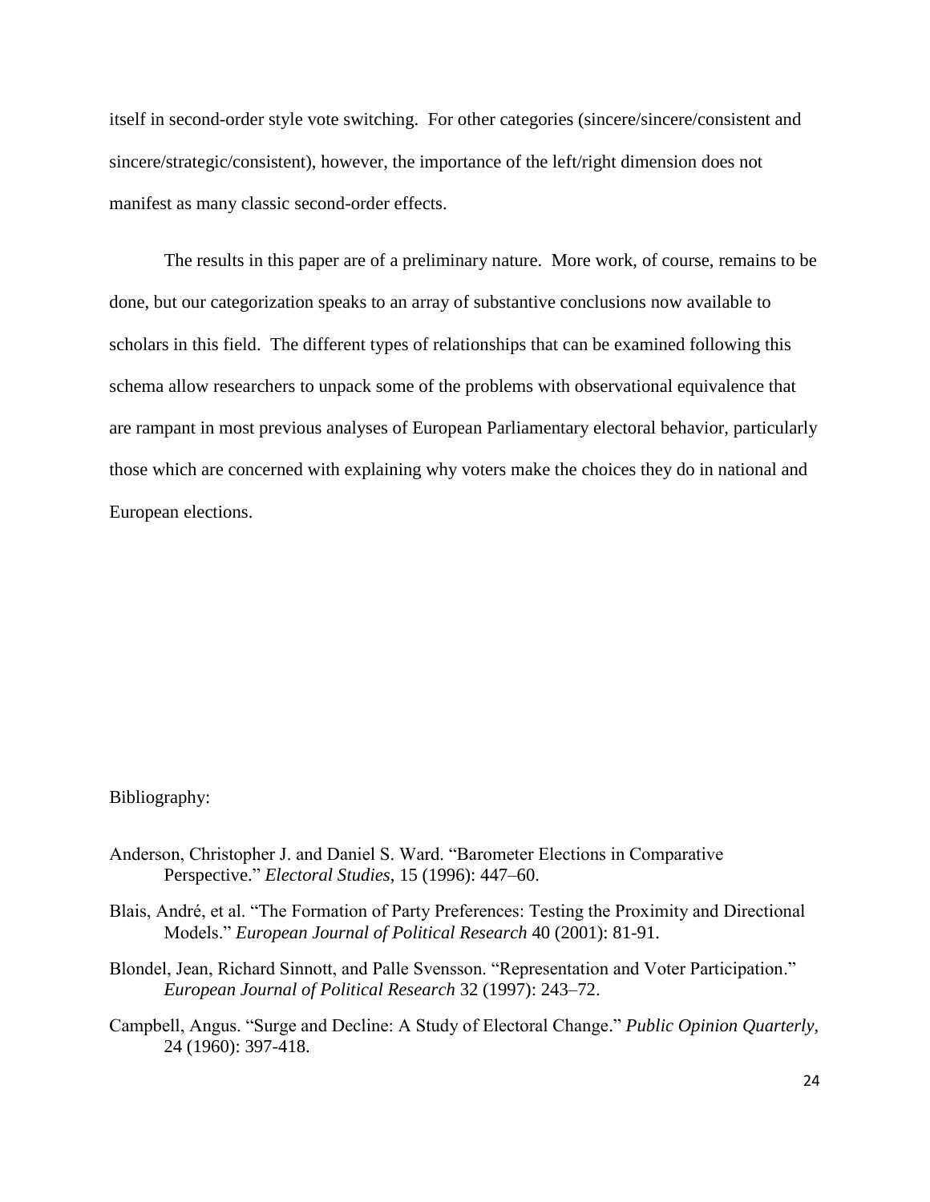itself in second-order style vote switching. For other categories (sincere/sincere/consistent and sincere/strategic/consistent), however, the importance of the left/right dimension does not manifest as many classic second-order effects.

The results in this paper are of a preliminary nature. More work, of course, remains to be done, but our categorization speaks to an array of substantive conclusions now available to scholars in this field. The different types of relationships that can be examined following this schema allow researchers to unpack some of the problems with observational equivalence that are rampant in most previous analyses of European Parliamentary electoral behavior, particularly those which are concerned with explaining why voters make the choices they do in national and European elections.

Bibliography:

Anderson, Christopher J. and Daniel S. Ward. "Barometer Elections in Comparative Perspective." *Electoral Studies*, 15 (1996): 447–60.

Blais, André, et al. "The Formation of Party Preferences: Testing the Proximity and Directional Models." *European Journal of Political Research* 40 (2001): 81-91.

Blondel, Jean, Richard Sinnott, and Palle Svensson. "Representation and Voter Participation." *European Journal of Political Research* 32 (1997): 243–72.

Campbell, Angus. "Surge and Decline: A Study of Electoral Change." *Public Opinion Quarterly*, 24 (1960): 397-418.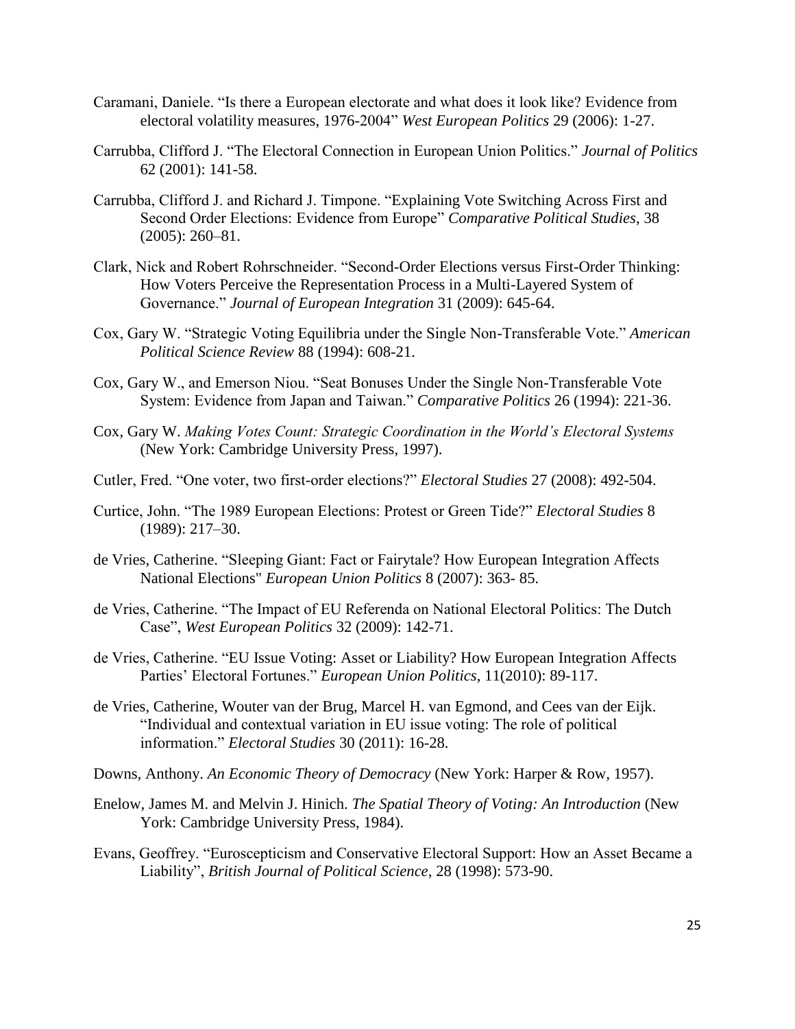Caramani, Daniele. “Is there a European electorate and what does it look like? Evidence from electoral volatility measures, 1976-2004” *West European Politics* 29 (2006): 1-27.

Carrubba, Clifford J. “The Electoral Connection in European Union Politics.” *Journal of Politics* 62 (2001): 141-58.

Carrubba, Clifford J. and Richard J. Timpone. “Explaining Vote Switching Across First and Second Order Elections: Evidence from Europe” *Comparative Political Studies*, 38 (2005): 260–81.

Clark, Nick and Robert Rohrschneider. “Second-Order Elections versus First-Order Thinking: How Voters Perceive the Representation Process in a Multi-Layered System of Governance.” *Journal of European Integration* 31 (2009): 645-64.

Cox, Gary W. “Strategic Voting Equilibria under the Single Non-Transferable Vote.” *American Political Science Review* 88 (1994): 608-21.

Cox, Gary W., and Emerson Niou. “Seat Bonuses Under the Single Non-Transferable Vote System: Evidence from Japan and Taiwan.” *Comparative Politics* 26 (1994): 221-36.

Cox, Gary W. *Making Votes Count: Strategic Coordination in the World’s Electoral Systems* (New York: Cambridge University Press, 1997).

Cutler, Fred. “One voter, two first-order elections?” *Electoral Studies* 27 (2008): 492-504.

Curtice, John. “The 1989 European Elections: Protest or Green Tide?” *Electoral Studies* 8 (1989): 217–30.

de Vries, Catherine. “Sleeping Giant: Fact or Fairytale? How European Integration Affects National Elections" *European Union Politics* 8 (2007): 363- 85.

de Vries, Catherine. “The Impact of EU Referenda on National Electoral Politics: The Dutch Case”, *West European Politics* 32 (2009): 142-71.

de Vries, Catherine. “EU Issue Voting: Asset or Liability? How European Integration Affects Parties’ Electoral Fortunes.” *European Union Politics*, 11(2010): 89-117.

de Vries, Catherine, Wouter van der Brug, Marcel H. van Egmond, and Cees van der Eijk. “Individual and contextual variation in EU issue voting: The role of political information.” *Electoral Studies* 30 (2011): 16-28.

Downs, Anthony. *An Economic Theory of Democracy* (New York: Harper & Row, 1957).

Enelow, James M. and Melvin J. Hinich. *The Spatial Theory of Voting: An Introduction* (New York: Cambridge University Press, 1984).

Evans, Geoffrey. “Euroscepticism and Conservative Electoral Support: How an Asset Became a Liability”, *British Journal of Political Science*, 28 (1998): 573-90.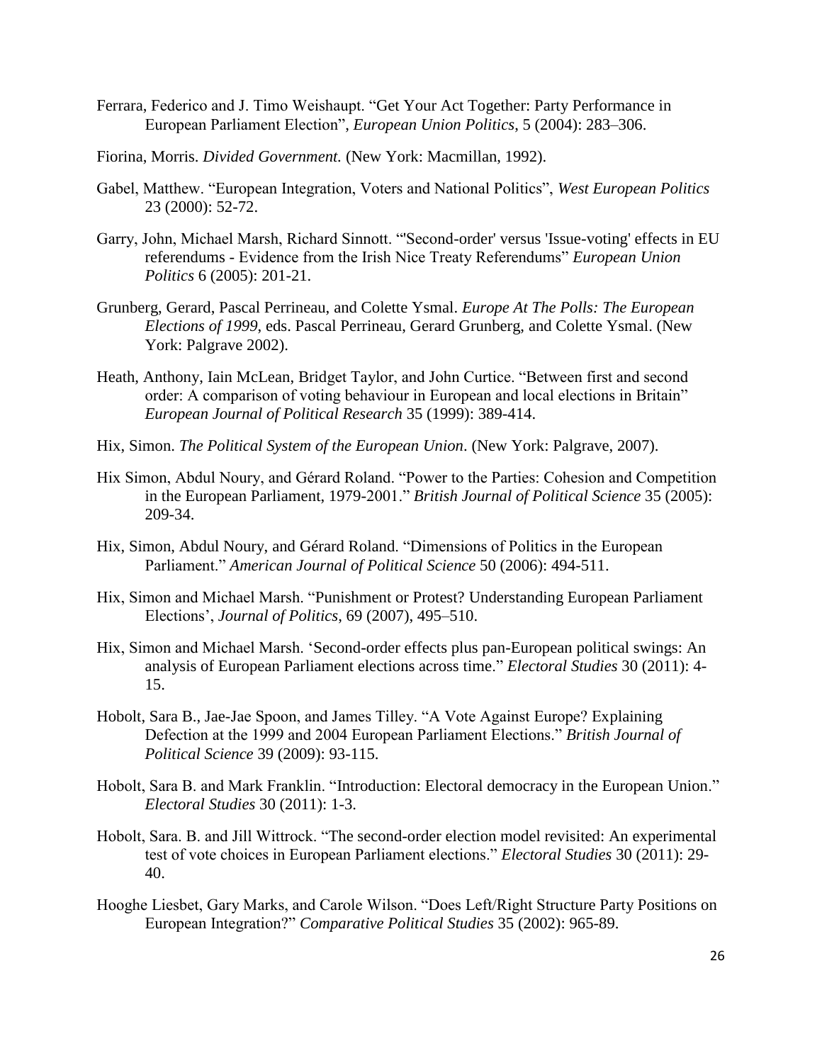Ferrara, Federico and J. Timo Weishaupt. "Get Your Act Together: Party Performance in European Parliament Election", *European Union Politics*, 5 (2004): 283–306.

Fiorina, Morris. *Divided Government.* (New York: Macmillan, 1992).

Gabel, Matthew. "European Integration, Voters and National Politics", *West European Politics* 23 (2000): 52-72.

Garry, John, Michael Marsh, Richard Sinnott. "'Second-order' versus 'Issue-voting' effects in EU referendums - Evidence from the Irish Nice Treaty Referendums" *European Union Politics* 6 (2005): 201-21.

Grunberg, Gerard, Pascal Perrineau, and Colette Ysmal. *Europe At The Polls: The European Elections of 1999*, eds. Pascal Perrineau, Gerard Grunberg, and Colette Ysmal. (New York: Palgrave 2002).

Heath, Anthony, Iain McLean, Bridget Taylor, and John Curtice. "Between first and second order: A comparison of voting behaviour in European and local elections in Britain" *European Journal of Political Research* 35 (1999): 389-414.

Hix, Simon. *The Political System of the European Union*. (New York: Palgrave, 2007).

Hix Simon, Abdul Noury, and Gérard Roland. "Power to the Parties: Cohesion and Competition in the European Parliament, 1979-2001." *British Journal of Political Science* 35 (2005): 209-34.

Hix, Simon, Abdul Noury, and Gérard Roland. "Dimensions of Politics in the European Parliament." *American Journal of Political Science* 50 (2006): 494-511.

Hix, Simon and Michael Marsh. "Punishment or Protest? Understanding European Parliament Elections', *Journal of Politics*, 69 (2007), 495–510.

Hix, Simon and Michael Marsh. 'Second-order effects plus pan-European political swings: An analysis of European Parliament elections across time." *Electoral Studies* 30 (2011): 4-15.

Hobolt, Sara B., Jae-Jae Spoon, and James Tilley. "A Vote Against Europe? Explaining Defection at the 1999 and 2004 European Parliament Elections." *British Journal of Political Science* 39 (2009): 93-115.

Hobolt, Sara B. and Mark Franklin. "Introduction: Electoral democracy in the European Union." *Electoral Studies* 30 (2011): 1-3.

Hobolt, Sara. B. and Jill Wittrock. "The second-order election model revisited: An experimental test of vote choices in European Parliament elections." *Electoral Studies* 30 (2011): 29-40.

Hooghe Liesbet, Gary Marks, and Carole Wilson. "Does Left/Right Structure Party Positions on European Integration?" *Comparative Political Studies* 35 (2002): 965-89.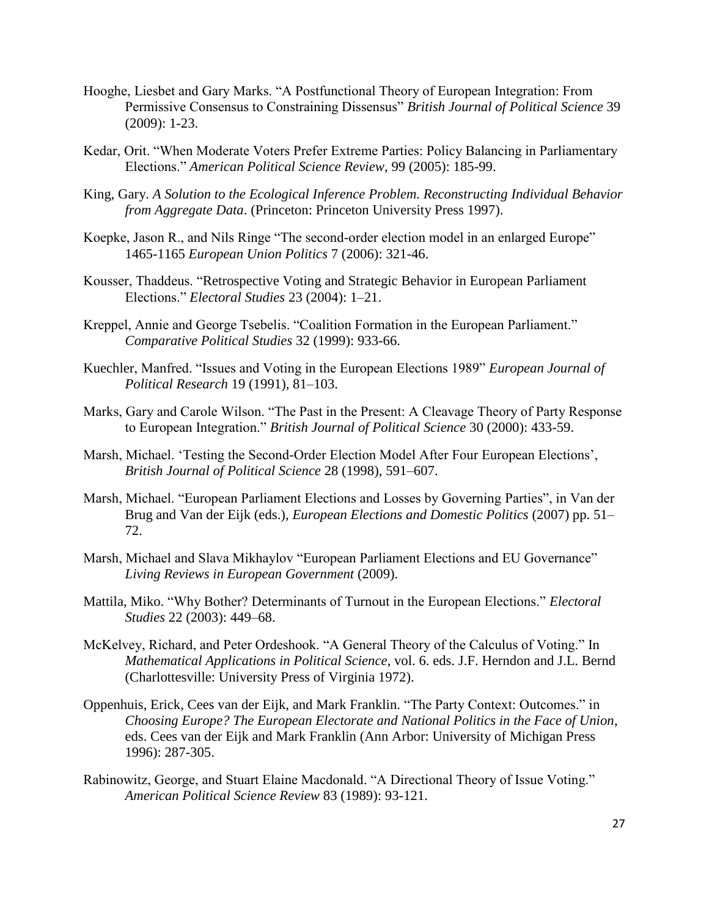Hooghe, Liesbet and Gary Marks. "A Postfunctional Theory of European Integration: From Permissive Consensus to Constraining Dissensus" *British Journal of Political Science* 39 (2009): 1-23.

Kedar, Orit. "When Moderate Voters Prefer Extreme Parties: Policy Balancing in Parliamentary Elections." *American Political Science Review*, 99 (2005): 185-99.

King, Gary. *A Solution to the Ecological Inference Problem. Reconstructing Individual Behavior from Aggregate Data*. (Princeton: Princeton University Press 1997).

Koepke, Jason R., and Nils Ringe "The second-order election model in an enlarged Europe" 1465-1165 *European Union Politics* 7 (2006): 321-46.

Kousser, Thaddeus. "Retrospective Voting and Strategic Behavior in European Parliament Elections." *Electoral Studies* 23 (2004): 1–21.

Kreppel, Annie and George Tsebelis. "Coalition Formation in the European Parliament." *Comparative Political Studies* 32 (1999): 933-66.

Kuechler, Manfred. "Issues and Voting in the European Elections 1989" *European Journal of Political Research* 19 (1991), 81–103.

Marks, Gary and Carole Wilson. "The Past in the Present: A Cleavage Theory of Party Response to European Integration." *British Journal of Political Science* 30 (2000): 433-59.

Marsh, Michael. 'Testing the Second-Order Election Model After Four European Elections', *British Journal of Political Science* 28 (1998), 591–607.

Marsh, Michael. "European Parliament Elections and Losses by Governing Parties", in Van der Brug and Van der Eijk (eds.), *European Elections and Domestic Politics* (2007) pp. 51–72.

Marsh, Michael and Slava Mikhaylov "European Parliament Elections and EU Governance" *Living Reviews in European Government* (2009).

Mattila, Miko. "Why Bother? Determinants of Turnout in the European Elections." *Electoral Studies* 22 (2003): 449–68.

McKelvey, Richard, and Peter Ordeshook. "A General Theory of the Calculus of Voting." In *Mathematical Applications in Political Science*, vol. 6. eds. J.F. Herndon and J.L. Bernd (Charlottesville: University Press of Virginia 1972).

Oppenhuis, Erick, Cees van der Eijk, and Mark Franklin. "The Party Context: Outcomes." in *Choosing Europe? The European Electorate and National Politics in the Face of Union*, eds. Cees van der Eijk and Mark Franklin (Ann Arbor: University of Michigan Press 1996): 287-305.

Rabinowitz, George, and Stuart Elaine Macdonald. "A Directional Theory of Issue Voting." *American Political Science Review* 83 (1989): 93-121.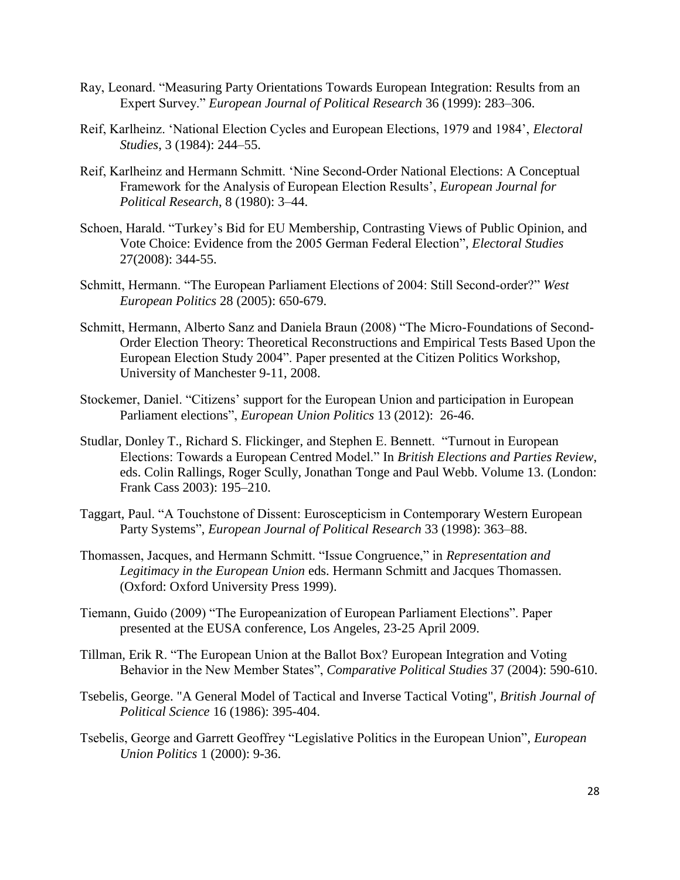Ray, Leonard. “Measuring Party Orientations Towards European Integration: Results from an Expert Survey.” *European Journal of Political Research* 36 (1999): 283–306.

Reif, Karlheinz. ‘National Election Cycles and European Elections, 1979 and 1984’, *Electoral Studies*, 3 (1984): 244–55.

Reif, Karlheinz and Hermann Schmitt. ‘Nine Second-Order National Elections: A Conceptual Framework for the Analysis of European Election Results’, *European Journal for Political Research*, 8 (1980): 3–44.

Schoen, Harald. “Turkey’s Bid for EU Membership, Contrasting Views of Public Opinion, and Vote Choice: Evidence from the 2005 German Federal Election”, *Electoral Studies* 27(2008): 344-55.

Schmitt, Hermann. “The European Parliament Elections of 2004: Still Second-order?” *West European Politics* 28 (2005): 650-679.

Schmitt, Hermann, Alberto Sanz and Daniela Braun (2008) “The Micro-Foundations of Second-Order Election Theory: Theoretical Reconstructions and Empirical Tests Based Upon the European Election Study 2004”. Paper presented at the Citizen Politics Workshop, University of Manchester 9-11, 2008.

Stockemer, Daniel. “Citizens’ support for the European Union and participation in European Parliament elections”, *European Union Politics* 13 (2012): 26-46.

Studlar, Donley T., Richard S. Flickinger, and Stephen E. Bennett. “Turnout in European Elections: Towards a European Centred Model.” In *British Elections and Parties Review*, eds. Colin Rallings, Roger Scully, Jonathan Tonge and Paul Webb. Volume 13. (London: Frank Cass 2003): 195–210.

Taggart, Paul. “A Touchstone of Dissent: Euroscepticism in Contemporary Western European Party Systems”, *European Journal of Political Research* 33 (1998): 363–88.

Thomassen, Jacques, and Hermann Schmitt. “Issue Congruence,” in *Representation and Legitimacy in the European Union* eds. Hermann Schmitt and Jacques Thomassen. (Oxford: Oxford University Press 1999).

Tiemann, Guido (2009) “The Europeanization of European Parliament Elections”. Paper presented at the EUSA conference, Los Angeles, 23-25 April 2009.

Tillman, Erik R. “The European Union at the Ballot Box? European Integration and Voting Behavior in the New Member States”, *Comparative Political Studies* 37 (2004): 590-610.

Tsebelis, George. "A General Model of Tactical and Inverse Tactical Voting", *British Journal of Political Science* 16 (1986): 395-404.

Tsebelis, George and Garrett Geoffrey “Legislative Politics in the European Union”, *European Union Politics* 1 (2000): 9-36.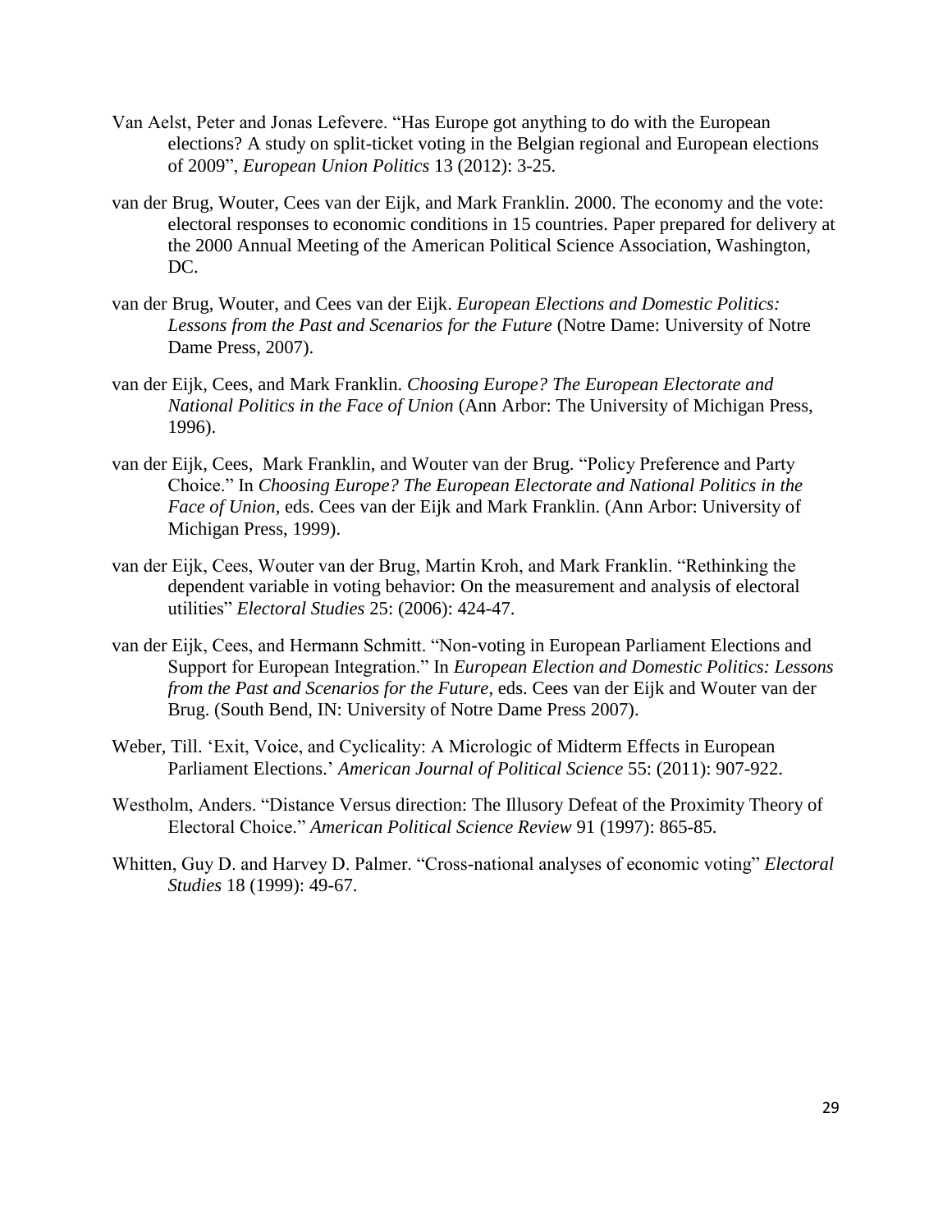Van Aelst, Peter and Jonas Lefevere. "Has Europe got anything to do with the European elections? A study on split-ticket voting in the Belgian regional and European elections of 2009", *European Union Politics* 13 (2012): 3-25.

van der Brug, Wouter, Cees van der Eijk, and Mark Franklin. 2000. The economy and the vote: electoral responses to economic conditions in 15 countries. Paper prepared for delivery at the 2000 Annual Meeting of the American Political Science Association, Washington, DC.

van der Brug, Wouter, and Cees van der Eijk. *European Elections and Domestic Politics: Lessons from the Past and Scenarios for the Future* (Notre Dame: University of Notre Dame Press, 2007).

van der Eijk, Cees, and Mark Franklin. *Choosing Europe? The European Electorate and National Politics in the Face of Union* (Ann Arbor: The University of Michigan Press, 1996).

van der Eijk, Cees, Mark Franklin, and Wouter van der Brug. "Policy Preference and Party Choice." In *Choosing Europe? The European Electorate and National Politics in the Face of Union*, eds. Cees van der Eijk and Mark Franklin. (Ann Arbor: University of Michigan Press, 1999).

van der Eijk, Cees, Wouter van der Brug, Martin Kroh, and Mark Franklin. "Rethinking the dependent variable in voting behavior: On the measurement and analysis of electoral utilities" *Electoral Studies* 25: (2006): 424-47.

van der Eijk, Cees, and Hermann Schmitt. "Non-voting in European Parliament Elections and Support for European Integration." In *European Election and Domestic Politics: Lessons from the Past and Scenarios for the Future*, eds. Cees van der Eijk and Wouter van der Brug. (South Bend, IN: University of Notre Dame Press 2007).

Weber, Till. 'Exit, Voice, and Cyclicality: A Micrologic of Midterm Effects in European Parliament Elections.' *American Journal of Political Science* 55: (2011): 907-922.

Westholm, Anders. "Distance Versus direction: The Illusory Defeat of the Proximity Theory of Electoral Choice." *American Political Science Review* 91 (1997): 865-85.

Whitten, Guy D. and Harvey D. Palmer. "Cross-national analyses of economic voting" *Electoral Studies* 18 (1999): 49-67.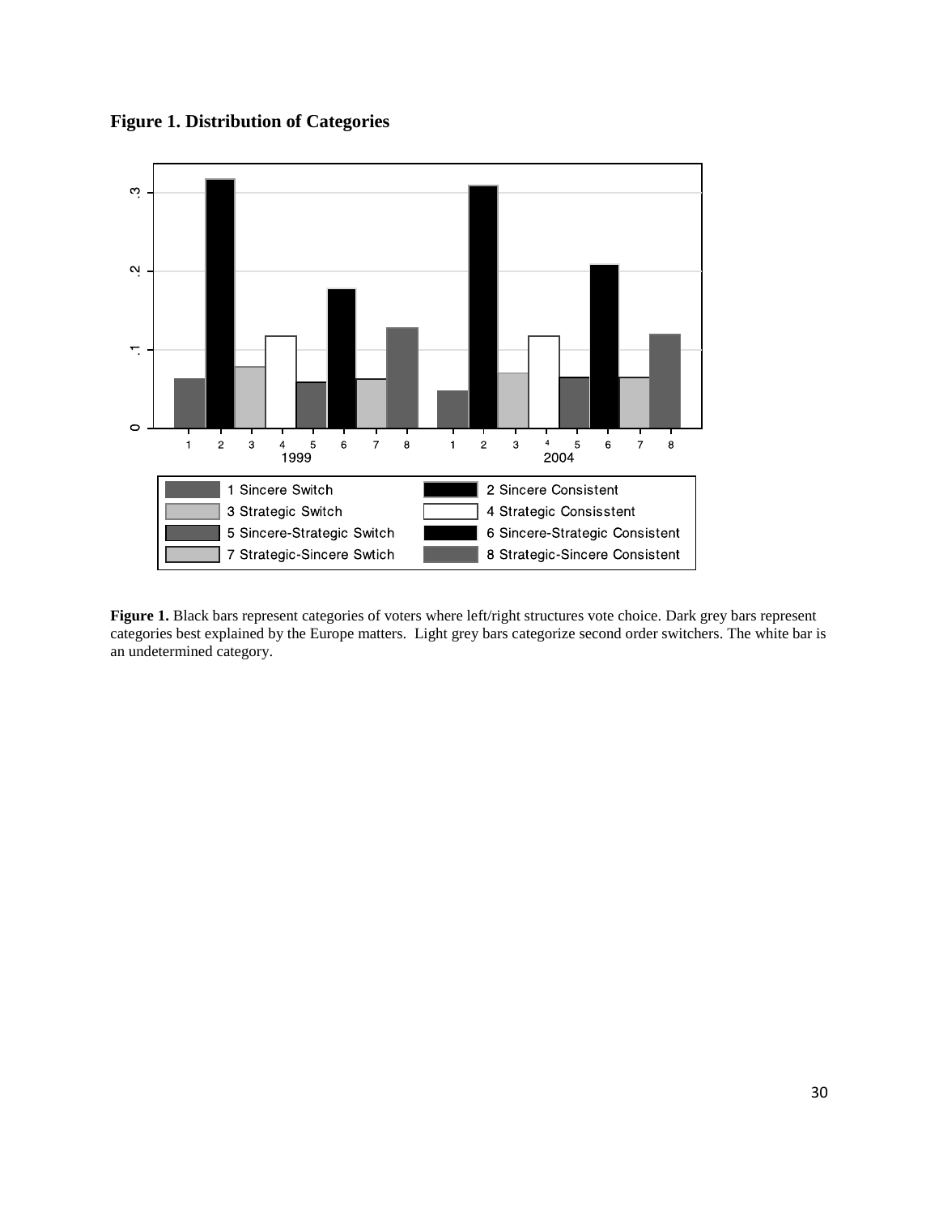**Figure 1. Distribution of Categories**

**Figure 1.** Black bars represent categories of voters where left/right structures vote choice. Dark grey bars represent categories best explained by the Europe matters. Light grey bars categorize second order switchers. The white bar is an undetermined category.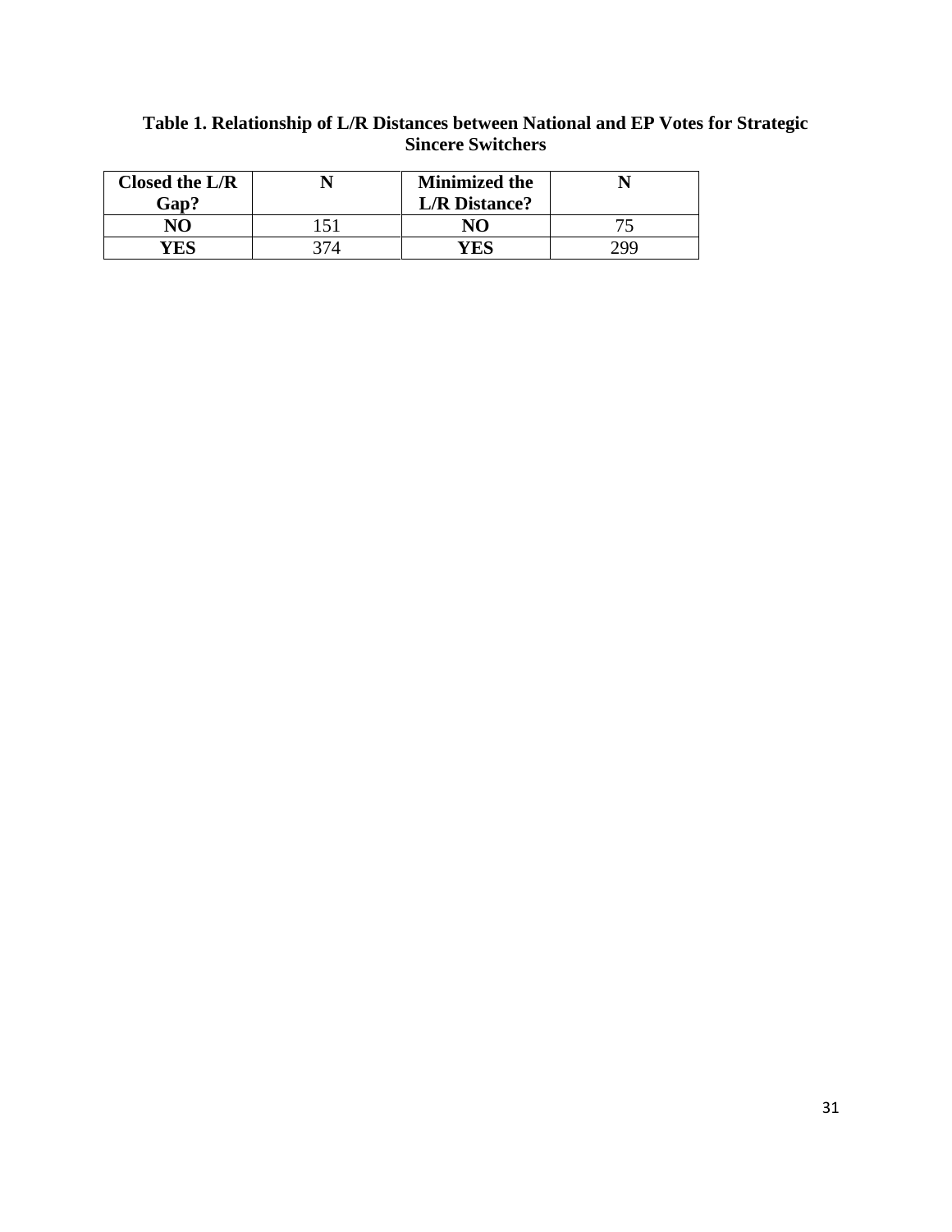**Table 1. Relationship of L/R Distances between National and EP Votes for Strategic Sincere Switchers**

| Closed the L/R Gap? | N | Minimized the L/R Distance? | N |
|---|---|---|---|
| NO | 151 | NO | 75 |
| YES | 374 | YES | 299 |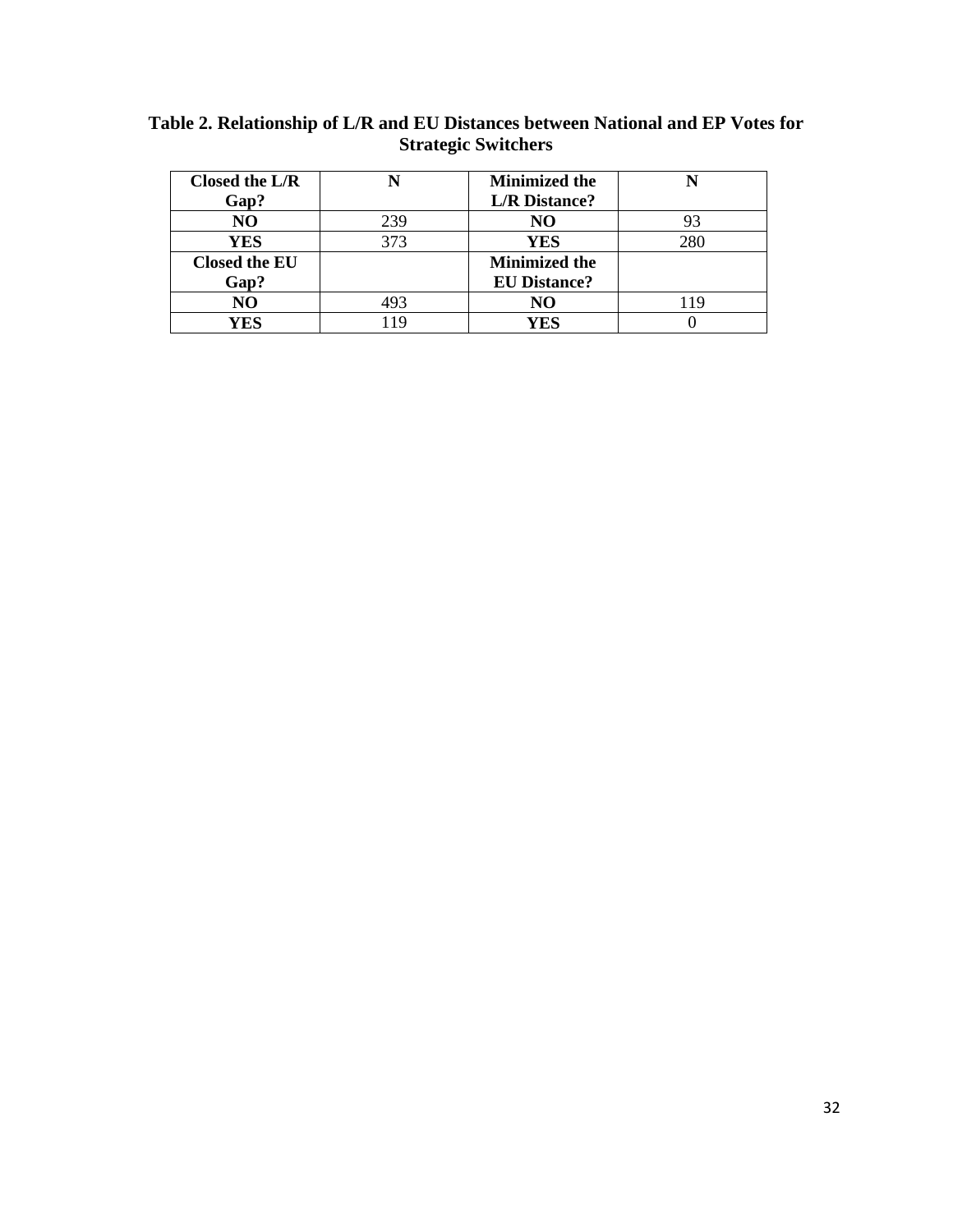**Table 2. Relationship of L/R and EU Distances between National and EP Votes for Strategic Switchers**

| Closed the L/R Gap? | N | Minimized the L/R Distance? | N |
|---|---|---|---|
| NO | 239 | NO | 93 |
| YES | 373 | YES | 280 |
| **Closed the EU Gap?** | | **Minimized the EU Distance?** | |
| NO | 493 | NO | 119 |
| YES | 119 | YES | 0 |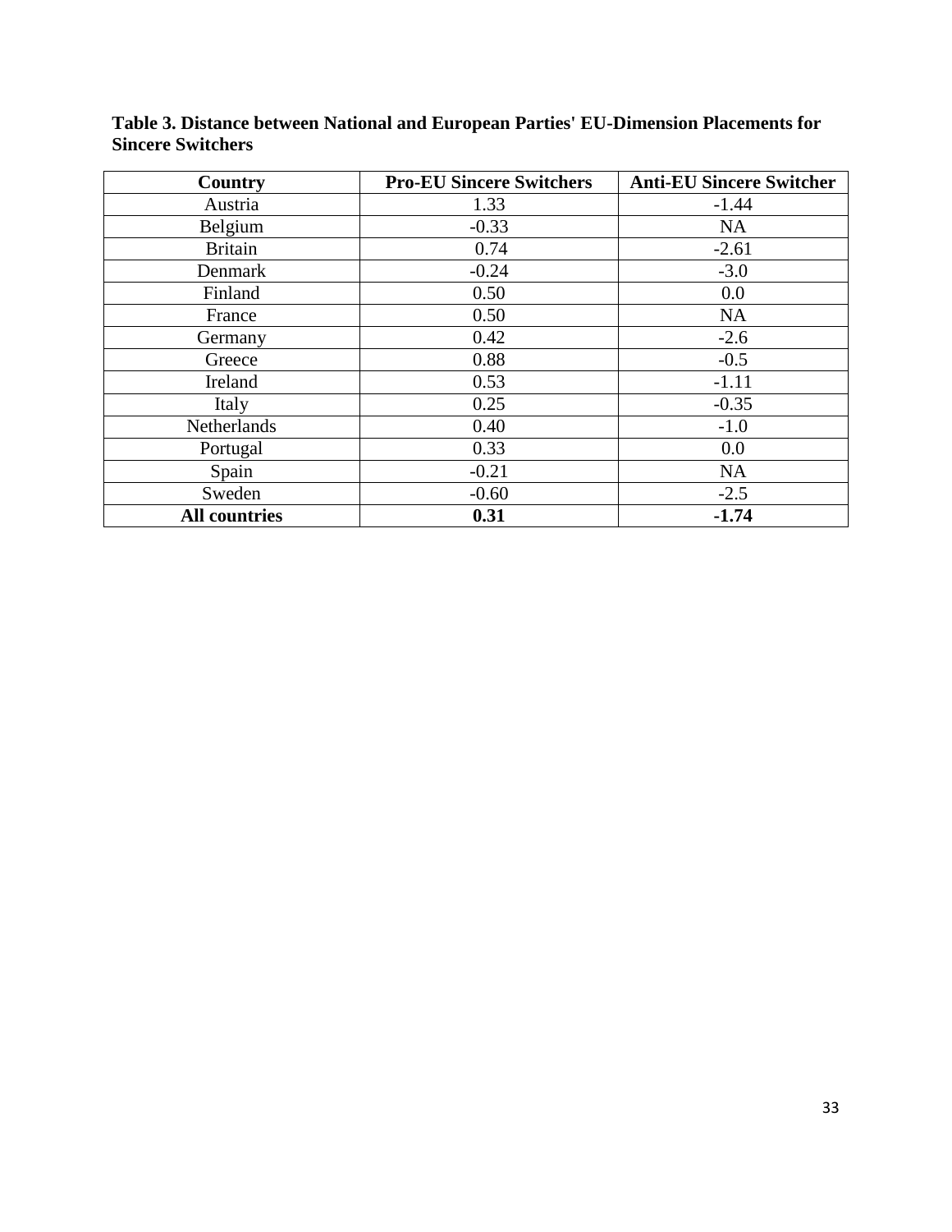**Table 3. Distance between National and European Parties' EU-Dimension Placements for Sincere Switchers**

| Country | Pro-EU Sincere Switchers | Anti-EU Sincere Switcher |
|---|---|---|
| Austria | 1.33 | -1.44 |
| Belgium | -0.33 | NA |
| Britain | 0.74 | -2.61 |
| Denmark | -0.24 | -3.0 |
| Finland | 0.50 | 0.0 |
| France | 0.50 | NA |
| Germany | 0.42 | -2.6 |
| Greece | 0.88 | -0.5 |
| Ireland | 0.53 | -1.11 |
| Italy | 0.25 | -0.35 |
| Netherlands | 0.40 | -1.0 |
| Portugal | 0.33 | 0.0 |
| Spain | -0.21 | NA |
| Sweden | -0.60 | -2.5 |
| **All countries** | **0.31** | **-1.74** |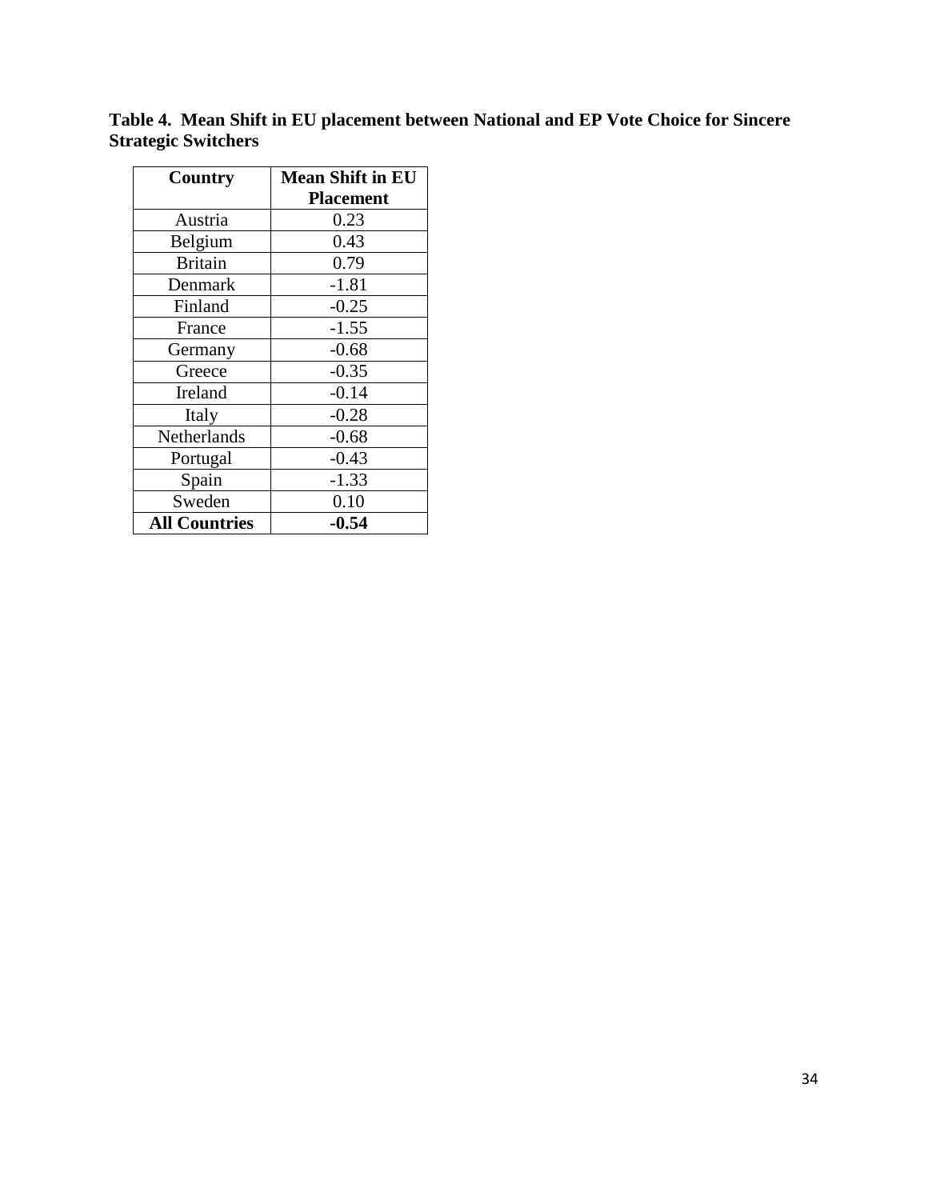**Table 4. Mean Shift in EU placement between National and EP Vote Choice for Sincere Strategic Switchers**

| Country | Mean Shift in EU Placement |
|---|---|
| Austria | 0.23 |
| Belgium | 0.43 |
| Britain | 0.79 |
| Denmark | -1.81 |
| Finland | -0.25 |
| France | -1.55 |
| Germany | -0.68 |
| Greece | -0.35 |
| Ireland | -0.14 |
| Italy | -0.28 |
| Netherlands | -0.68 |
| Portugal | -0.43 |
| Spain | -1.33 |
| Sweden | 0.10 |
| **All Countries** | **-0.54** |